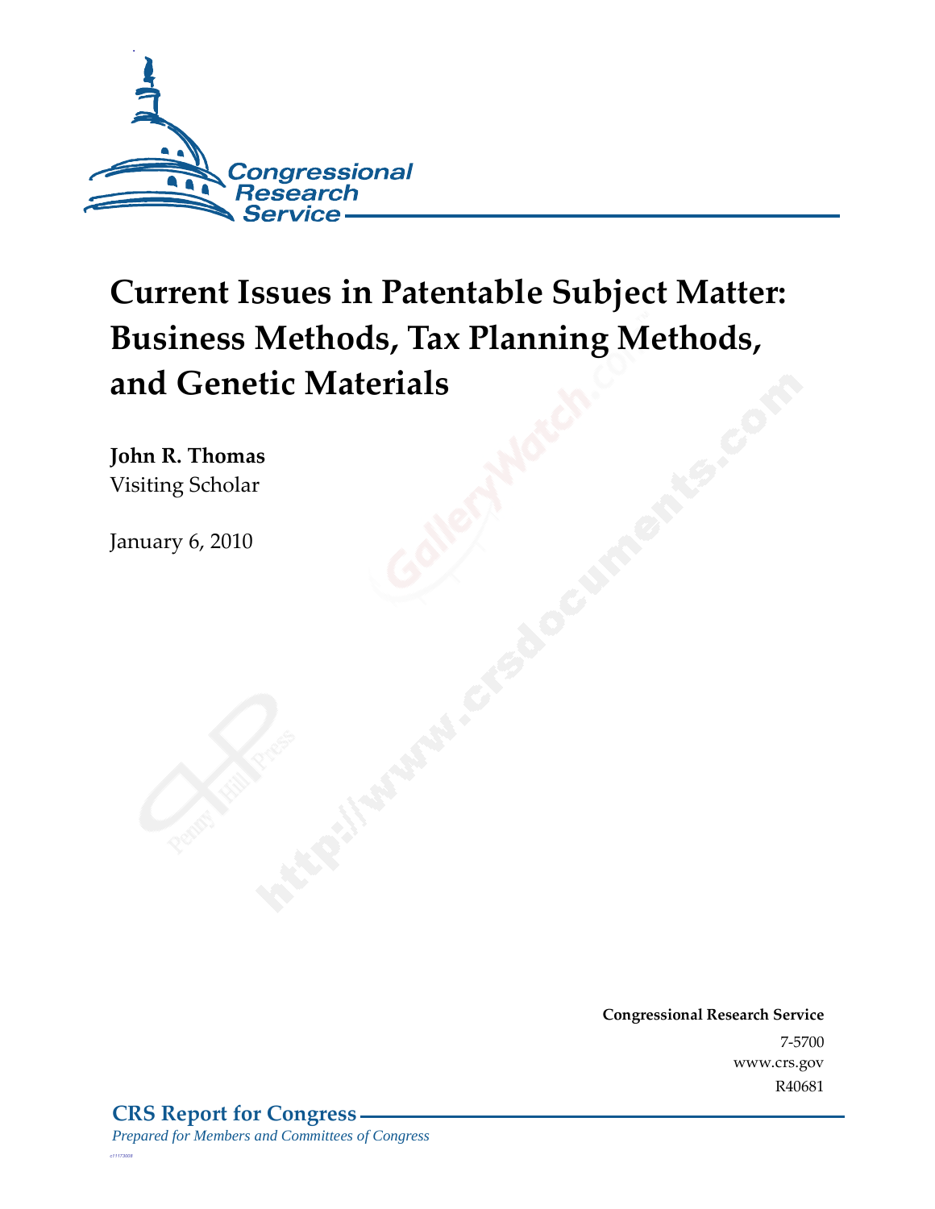Congressional Research Service

# Current Issues in Patentable Subject Matter: Business Methods, Tax Planning Methods, and Genetic Materials

**John R. Thomas**
Visiting Scholar

January 6, 2010

**Congressional Research Service**
7-5700
www.crs.gov
R40681

**CRS Report for Congress**
*Prepared for Members and Committees of Congress*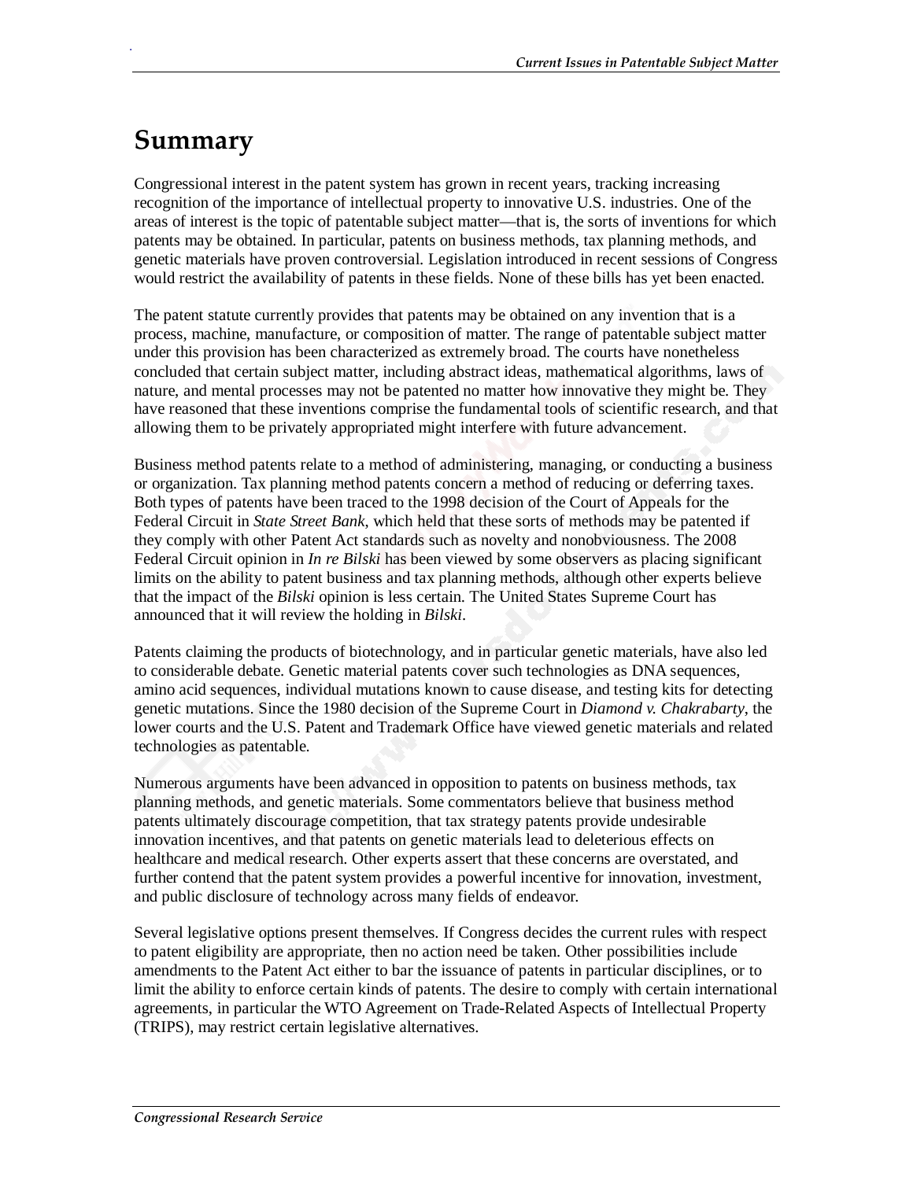# Summary

Congressional interest in the patent system has grown in recent years, tracking increasing recognition of the importance of intellectual property to innovative U.S. industries. One of the areas of interest is the topic of patentable subject matter—that is, the sorts of inventions for which patents may be obtained. In particular, patents on business methods, tax planning methods, and genetic materials have proven controversial. Legislation introduced in recent sessions of Congress would restrict the availability of patents in these fields. None of these bills has yet been enacted.

The patent statute currently provides that patents may be obtained on any invention that is a process, machine, manufacture, or composition of matter. The range of patentable subject matter under this provision has been characterized as extremely broad. The courts have nonetheless concluded that certain subject matter, including abstract ideas, mathematical algorithms, laws of nature, and mental processes may not be patented no matter how innovative they might be. They have reasoned that these inventions comprise the fundamental tools of scientific research, and that allowing them to be privately appropriated might interfere with future advancement.

Business method patents relate to a method of administering, managing, or conducting a business or organization. Tax planning method patents concern a method of reducing or deferring taxes. Both types of patents have been traced to the 1998 decision of the Court of Appeals for the Federal Circuit in *State Street Bank*, which held that these sorts of methods may be patented if they comply with other Patent Act standards such as novelty and nonobviousness. The 2008 Federal Circuit opinion in *In re Bilski* has been viewed by some observers as placing significant limits on the ability to patent business and tax planning methods, although other experts believe that the impact of the *Bilski* opinion is less certain. The United States Supreme Court has announced that it will review the holding in *Bilski*.

Patents claiming the products of biotechnology, and in particular genetic materials, have also led to considerable debate. Genetic material patents cover such technologies as DNA sequences, amino acid sequences, individual mutations known to cause disease, and testing kits for detecting genetic mutations. Since the 1980 decision of the Supreme Court in *Diamond v. Chakrabarty*, the lower courts and the U.S. Patent and Trademark Office have viewed genetic materials and related technologies as patentable.

Numerous arguments have been advanced in opposition to patents on business methods, tax planning methods, and genetic materials. Some commentators believe that business method patents ultimately discourage competition, that tax strategy patents provide undesirable innovation incentives, and that patents on genetic materials lead to deleterious effects on healthcare and medical research. Other experts assert that these concerns are overstated, and further contend that the patent system provides a powerful incentive for innovation, investment, and public disclosure of technology across many fields of endeavor.

Several legislative options present themselves. If Congress decides the current rules with respect to patent eligibility are appropriate, then no action need be taken. Other possibilities include amendments to the Patent Act either to bar the issuance of patents in particular disciplines, or to limit the ability to enforce certain kinds of patents. The desire to comply with certain international agreements, in particular the WTO Agreement on Trade-Related Aspects of Intellectual Property (TRIPS), may restrict certain legislative alternatives.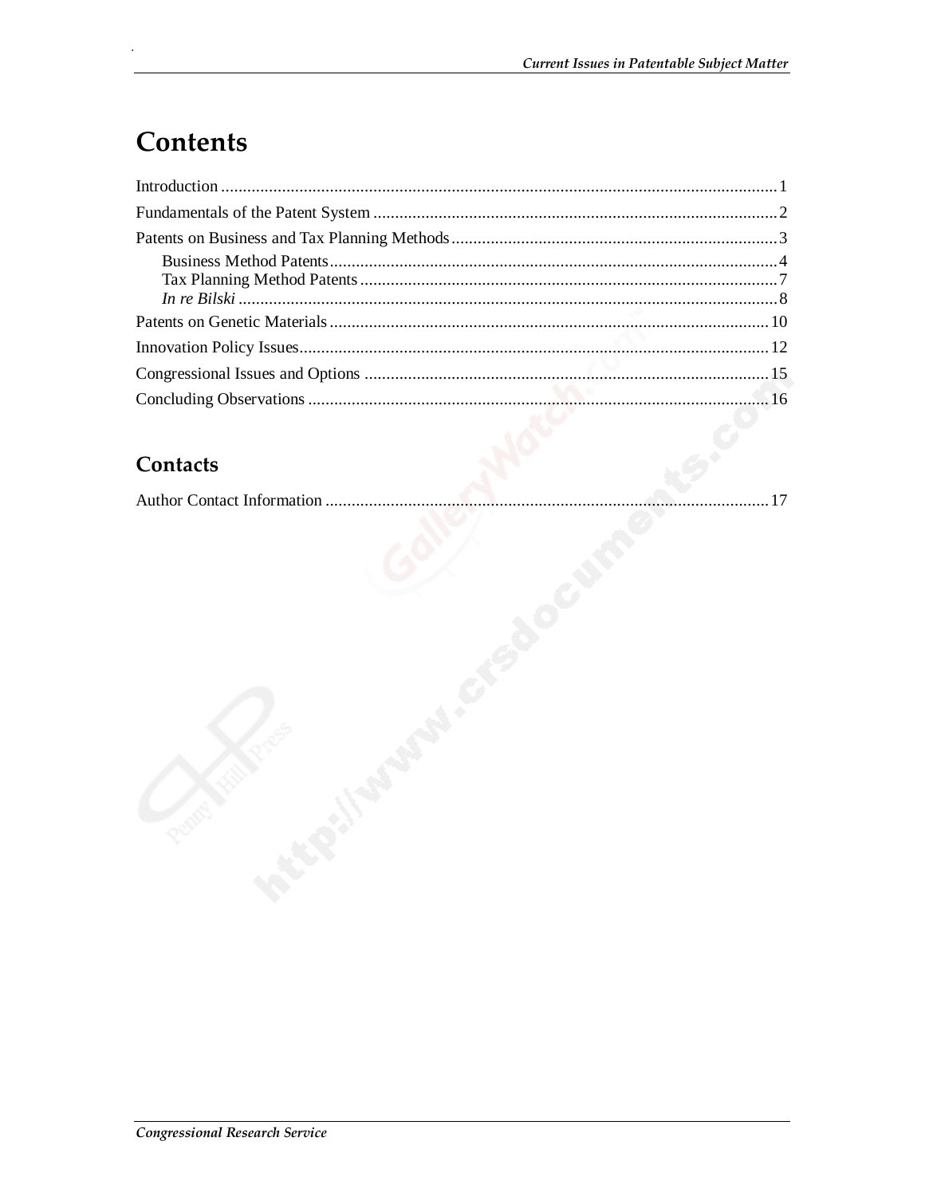# Contents

Introduction ............................................................................................................................. 1

Fundamentals of the Patent System ........................................................................................ 2

Patents on Business and Tax Planning Methods ...................................................................... 3

- Business Method Patents ..................................................................................................... 4
- Tax Planning Method Patents .............................................................................................. 7
- *In re Bilski* ........................................................................................................................ 8

Patents on Genetic Materials .................................................................................................. 10

Innovation Policy Issues ......................................................................................................... 12

Congressional Issues and Options ........................................................................................... 15

Concluding Observations ........................................................................................................ 16

## Contacts

Author Contact Information .................................................................................................... 17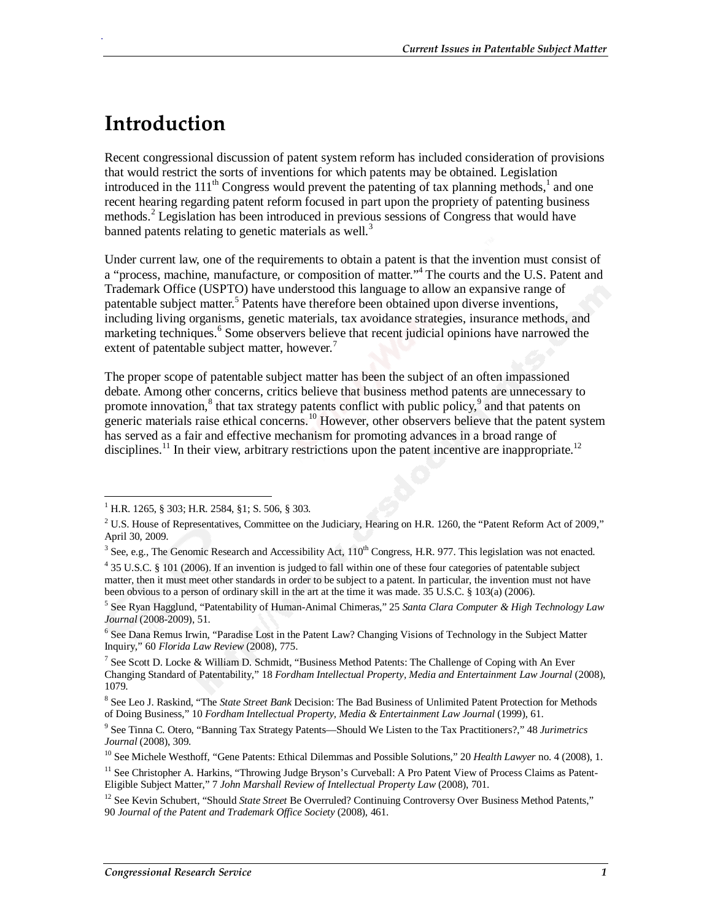# Introduction

Recent congressional discussion of patent system reform has included consideration of provisions that would restrict the sorts of inventions for which patents may be obtained. Legislation introduced in the 111th Congress would prevent the patenting of tax planning methods,[1] and one recent hearing regarding patent reform focused in part upon the propriety of patenting business methods.[2] Legislation has been introduced in previous sessions of Congress that would have banned patents relating to genetic materials as well.[3]

Under current law, one of the requirements to obtain a patent is that the invention must consist of a "process, machine, manufacture, or composition of matter."[4] The courts and the U.S. Patent and Trademark Office (USPTO) have understood this language to allow an expansive range of patentable subject matter.[5] Patents have therefore been obtained upon diverse inventions, including living organisms, genetic materials, tax avoidance strategies, insurance methods, and marketing techniques.[6] Some observers believe that recent judicial opinions have narrowed the extent of patentable subject matter, however.[7]

The proper scope of patentable subject matter has been the subject of an often impassioned debate. Among other concerns, critics believe that business method patents are unnecessary to promote innovation,[8] that tax strategy patents conflict with public policy,[9] and that patents on generic materials raise ethical concerns.[10] However, other observers believe that the patent system has served as a fair and effective mechanism for promoting advances in a broad range of disciplines.[11] In their view, arbitrary restrictions upon the patent incentive are inappropriate.[12]

---

[1] H.R. 1265, § 303; H.R. 2584, §1; S. 506, § 303.

[2] U.S. House of Representatives, Committee on the Judiciary, Hearing on H.R. 1260, the "Patent Reform Act of 2009," April 30, 2009.

[3] See, e.g., The Genomic Research and Accessibility Act, 110th Congress, H.R. 977. This legislation was not enacted.

[4] 35 U.S.C. § 101 (2006). If an invention is judged to fall within one of these four categories of patentable subject matter, then it must meet other standards in order to be subject to a patent. In particular, the invention must not have been obvious to a person of ordinary skill in the art at the time it was made. 35 U.S.C. § 103(a) (2006).

[5] See Ryan Hagglund, "Patentability of Human-Animal Chimeras," 25 *Santa Clara Computer & High Technology Law Journal* (2008-2009), 51.

[6] See Dana Remus Irwin, "Paradise Lost in the Patent Law? Changing Visions of Technology in the Subject Matter Inquiry," 60 *Florida Law Review* (2008), 775.

[7] See Scott D. Locke & William D. Schmidt, "Business Method Patents: The Challenge of Coping with An Ever Changing Standard of Patentability," 18 *Fordham Intellectual Property, Media and Entertainment Law Journal* (2008), 1079.

[8] See Leo J. Raskind, "The *State Street Bank* Decision: The Bad Business of Unlimited Patent Protection for Methods of Doing Business," 10 *Fordham Intellectual Property, Media & Entertainment Law Journal* (1999), 61.

[9] See Tinna C. Otero, "Banning Tax Strategy Patents—Should We Listen to the Tax Practitioners?," 48 *Jurimetrics Journal* (2008), 309.

[10] See Michele Westhoff, "Gene Patents: Ethical Dilemmas and Possible Solutions," 20 *Health Lawyer* no. 4 (2008), 1.

[11] See Christopher A. Harkins, "Throwing Judge Bryson's Curveball: A Pro Patent View of Process Claims as Patent-Eligible Subject Matter," 7 *John Marshall Review of Intellectual Property Law* (2008), 701.

[12] See Kevin Schubert, "Should *State Street* Be Overruled? Continuing Controversy Over Business Method Patents," 90 *Journal of the Patent and Trademark Office Society* (2008), 461.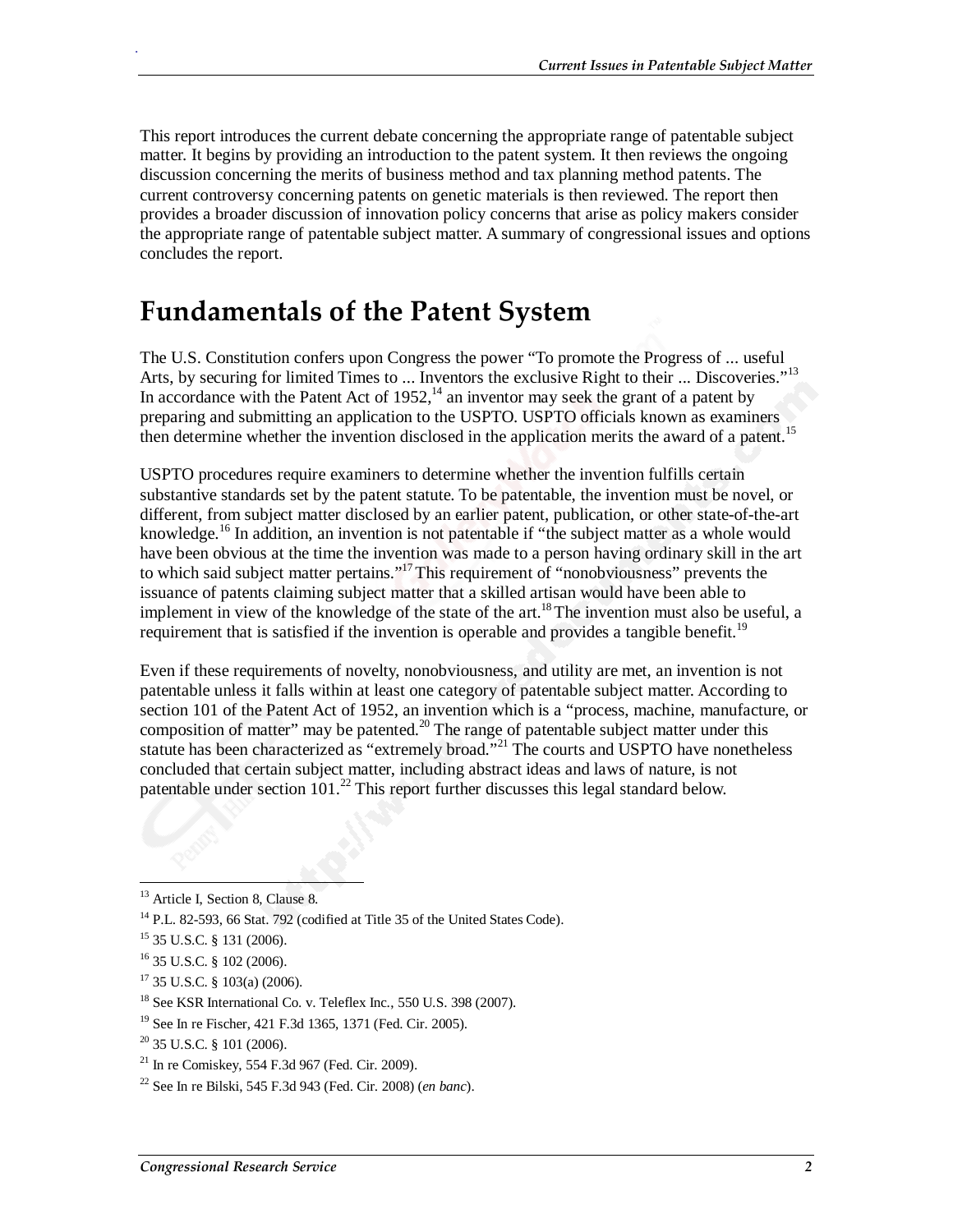This report introduces the current debate concerning the appropriate range of patentable subject matter. It begins by providing an introduction to the patent system. It then reviews the ongoing discussion concerning the merits of business method and tax planning method patents. The current controversy concerning patents on genetic materials is then reviewed. The report then provides a broader discussion of innovation policy concerns that arise as policy makers consider the appropriate range of patentable subject matter. A summary of congressional issues and options concludes the report.

# Fundamentals of the Patent System

The U.S. Constitution confers upon Congress the power "To promote the Progress of ... useful Arts, by securing for limited Times to ... Inventors the exclusive Right to their ... Discoveries."[13] In accordance with the Patent Act of 1952,[14] an inventor may seek the grant of a patent by preparing and submitting an application to the USPTO. USPTO officials known as examiners then determine whether the invention disclosed in the application merits the award of a patent.[15]

USPTO procedures require examiners to determine whether the invention fulfills certain substantive standards set by the patent statute. To be patentable, the invention must be novel, or different, from subject matter disclosed by an earlier patent, publication, or other state-of-the-art knowledge.[16] In addition, an invention is not patentable if "the subject matter as a whole would have been obvious at the time the invention was made to a person having ordinary skill in the art to which said subject matter pertains."[17] This requirement of "nonobviousness" prevents the issuance of patents claiming subject matter that a skilled artisan would have been able to implement in view of the knowledge of the state of the art.[18] The invention must also be useful, a requirement that is satisfied if the invention is operable and provides a tangible benefit.[19]

Even if these requirements of novelty, nonobviousness, and utility are met, an invention is not patentable unless it falls within at least one category of patentable subject matter. According to section 101 of the Patent Act of 1952, an invention which is a "process, machine, manufacture, or composition of matter" may be patented.[20] The range of patentable subject matter under this statute has been characterized as "extremely broad."[21] The courts and USPTO have nonetheless concluded that certain subject matter, including abstract ideas and laws of nature, is not patentable under section 101.[22] This report further discusses this legal standard below.

---

[13] Article I, Section 8, Clause 8.

[14] P.L. 82-593, 66 Stat. 792 (codified at Title 35 of the United States Code).

[15] 35 U.S.C. § 131 (2006).

[16] 35 U.S.C. § 102 (2006).

[17] 35 U.S.C. § 103(a) (2006).

[18] See KSR International Co. v. Teleflex Inc., 550 U.S. 398 (2007).

[19] See In re Fischer, 421 F.3d 1365, 1371 (Fed. Cir. 2005).

[20] 35 U.S.C. § 101 (2006).

[21] In re Comiskey, 554 F.3d 967 (Fed. Cir. 2009).

[22] See In re Bilski, 545 F.3d 943 (Fed. Cir. 2008) (*en banc*).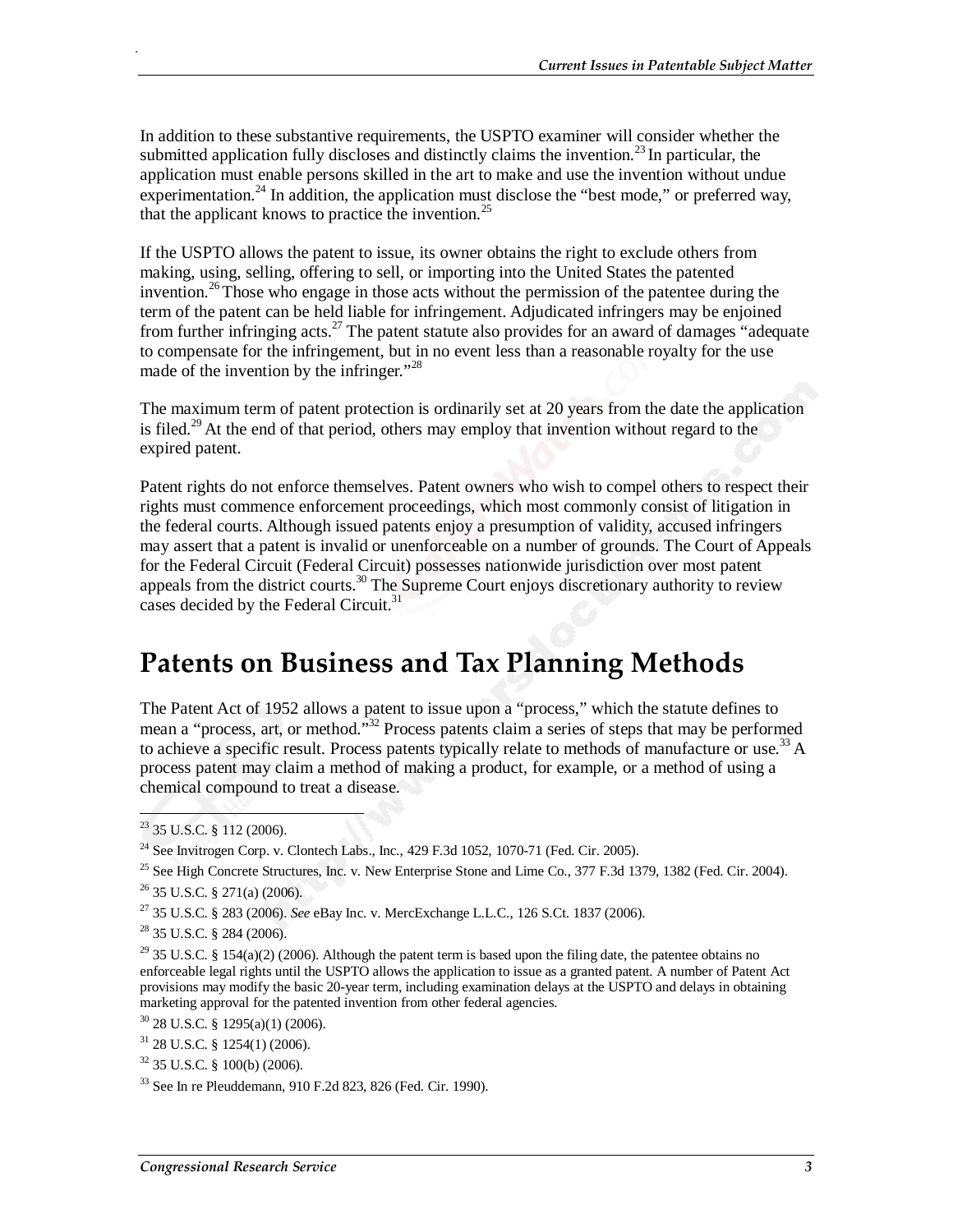In addition to these substantive requirements, the USPTO examiner will consider whether the submitted application fully discloses and distinctly claims the invention.[23] In particular, the application must enable persons skilled in the art to make and use the invention without undue experimentation.[24] In addition, the application must disclose the "best mode," or preferred way, that the applicant knows to practice the invention.[25]

If the USPTO allows the patent to issue, its owner obtains the right to exclude others from making, using, selling, offering to sell, or importing into the United States the patented invention.[26] Those who engage in those acts without the permission of the patentee during the term of the patent can be held liable for infringement. Adjudicated infringers may be enjoined from further infringing acts.[27] The patent statute also provides for an award of damages "adequate to compensate for the infringement, but in no event less than a reasonable royalty for the use made of the invention by the infringer."[28]

The maximum term of patent protection is ordinarily set at 20 years from the date the application is filed.[29] At the end of that period, others may employ that invention without regard to the expired patent.

Patent rights do not enforce themselves. Patent owners who wish to compel others to respect their rights must commence enforcement proceedings, which most commonly consist of litigation in the federal courts. Although issued patents enjoy a presumption of validity, accused infringers may assert that a patent is invalid or unenforceable on a number of grounds. The Court of Appeals for the Federal Circuit (Federal Circuit) possesses nationwide jurisdiction over most patent appeals from the district courts.[30] The Supreme Court enjoys discretionary authority to review cases decided by the Federal Circuit.[31]

# Patents on Business and Tax Planning Methods

The Patent Act of 1952 allows a patent to issue upon a "process," which the statute defines to mean a "process, art, or method."[32] Process patents claim a series of steps that may be performed to achieve a specific result. Process patents typically relate to methods of manufacture or use.[33] A process patent may claim a method of making a product, for example, or a method of using a chemical compound to treat a disease.

---

[23] 35 U.S.C. § 112 (2006).

[24] See Invitrogen Corp. v. Clontech Labs., Inc., 429 F.3d 1052, 1070-71 (Fed. Cir. 2005).

[25] See High Concrete Structures, Inc. v. New Enterprise Stone and Lime Co., 377 F.3d 1379, 1382 (Fed. Cir. 2004).

[26] 35 U.S.C. § 271(a) (2006).

[27] 35 U.S.C. § 283 (2006). *See* eBay Inc. v. MercExchange L.L.C., 126 S.Ct. 1837 (2006).

[28] 35 U.S.C. § 284 (2006).

[29] 35 U.S.C. § 154(a)(2) (2006). Although the patent term is based upon the filing date, the patentee obtains no enforceable legal rights until the USPTO allows the application to issue as a granted patent. A number of Patent Act provisions may modify the basic 20-year term, including examination delays at the USPTO and delays in obtaining marketing approval for the patented invention from other federal agencies.

[30] 28 U.S.C. § 1295(a)(1) (2006).

[31] 28 U.S.C. § 1254(1) (2006).

[32] 35 U.S.C. § 100(b) (2006).

[33] See In re Pleuddemann, 910 F.2d 823, 826 (Fed. Cir. 1990).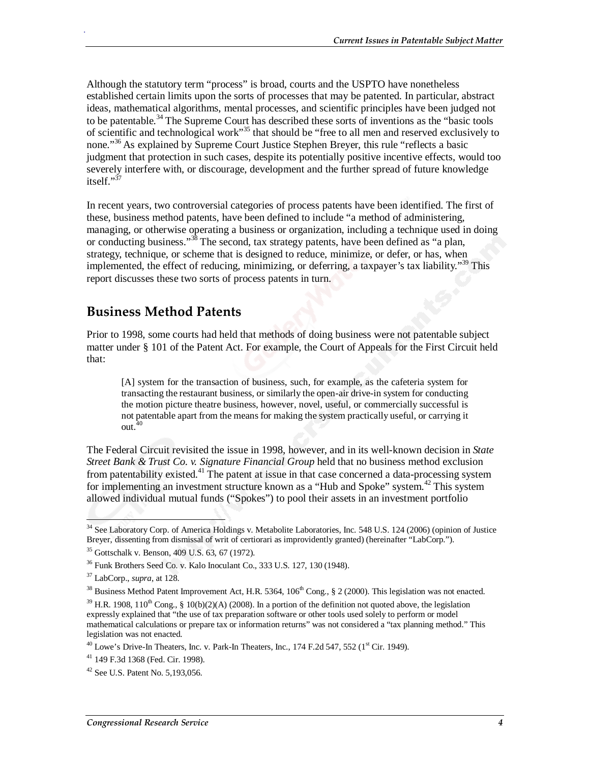Although the statutory term "process" is broad, courts and the USPTO have nonetheless established certain limits upon the sorts of processes that may be patented. In particular, abstract ideas, mathematical algorithms, mental processes, and scientific principles have been judged not to be patentable.[34] The Supreme Court has described these sorts of inventions as the "basic tools of scientific and technological work"[35] that should be "free to all men and reserved exclusively to none."[36] As explained by Supreme Court Justice Stephen Breyer, this rule "reflects a basic judgment that protection in such cases, despite its potentially positive incentive effects, would too severely interfere with, or discourage, development and the further spread of future knowledge itself."[37]

In recent years, two controversial categories of process patents have been identified. The first of these, business method patents, have been defined to include "a method of administering, managing, or otherwise operating a business or organization, including a technique used in doing or conducting business."[38] The second, tax strategy patents, have been defined as "a plan, strategy, technique, or scheme that is designed to reduce, minimize, or defer, or has, when implemented, the effect of reducing, minimizing, or deferring, a taxpayer's tax liability."[39] This report discusses these two sorts of process patents in turn.

## Business Method Patents

Prior to 1998, some courts had held that methods of doing business were not patentable subject matter under § 101 of the Patent Act. For example, the Court of Appeals for the First Circuit held that:

> [A] system for the transaction of business, such, for example, as the cafeteria system for transacting the restaurant business, or similarly the open-air drive-in system for conducting the motion picture theatre business, however, novel, useful, or commercially successful is not patentable apart from the means for making the system practically useful, or carrying it out.[40]

The Federal Circuit revisited the issue in 1998, however, and in its well-known decision in *State Street Bank & Trust Co. v. Signature Financial Group* held that no business method exclusion from patentability existed.[41] The patent at issue in that case concerned a data-processing system for implementing an investment structure known as a "Hub and Spoke" system.[42] This system allowed individual mutual funds ("Spokes") to pool their assets in an investment portfolio

---

[34] See Laboratory Corp. of America Holdings v. Metabolite Laboratories, Inc. 548 U.S. 124 (2006) (opinion of Justice Breyer, dissenting from dismissal of writ of certiorari as improvidently granted) (hereinafter "LabCorp.").

[35] Gottschalk v. Benson, 409 U.S. 63, 67 (1972).

[36] Funk Brothers Seed Co. v. Kalo Inoculant Co., 333 U.S. 127, 130 (1948).

[37] LabCorp., *supra*, at 128.

[38] Business Method Patent Improvement Act, H.R. 5364, 106th Cong., § 2 (2000). This legislation was not enacted.

[39] H.R. 1908, 110th Cong., § 10(b)(2)(A) (2008). In a portion of the definition not quoted above, the legislation expressly explained that "the use of tax preparation software or other tools used solely to perform or model mathematical calculations or prepare tax or information returns" was not considered a "tax planning method." This legislation was not enacted.

[40] Lowe's Drive-In Theaters, Inc. v. Park-In Theaters, Inc., 174 F.2d 547, 552 (1st Cir. 1949).

[41] 149 F.3d 1368 (Fed. Cir. 1998).

[42] See U.S. Patent No. 5,193,056.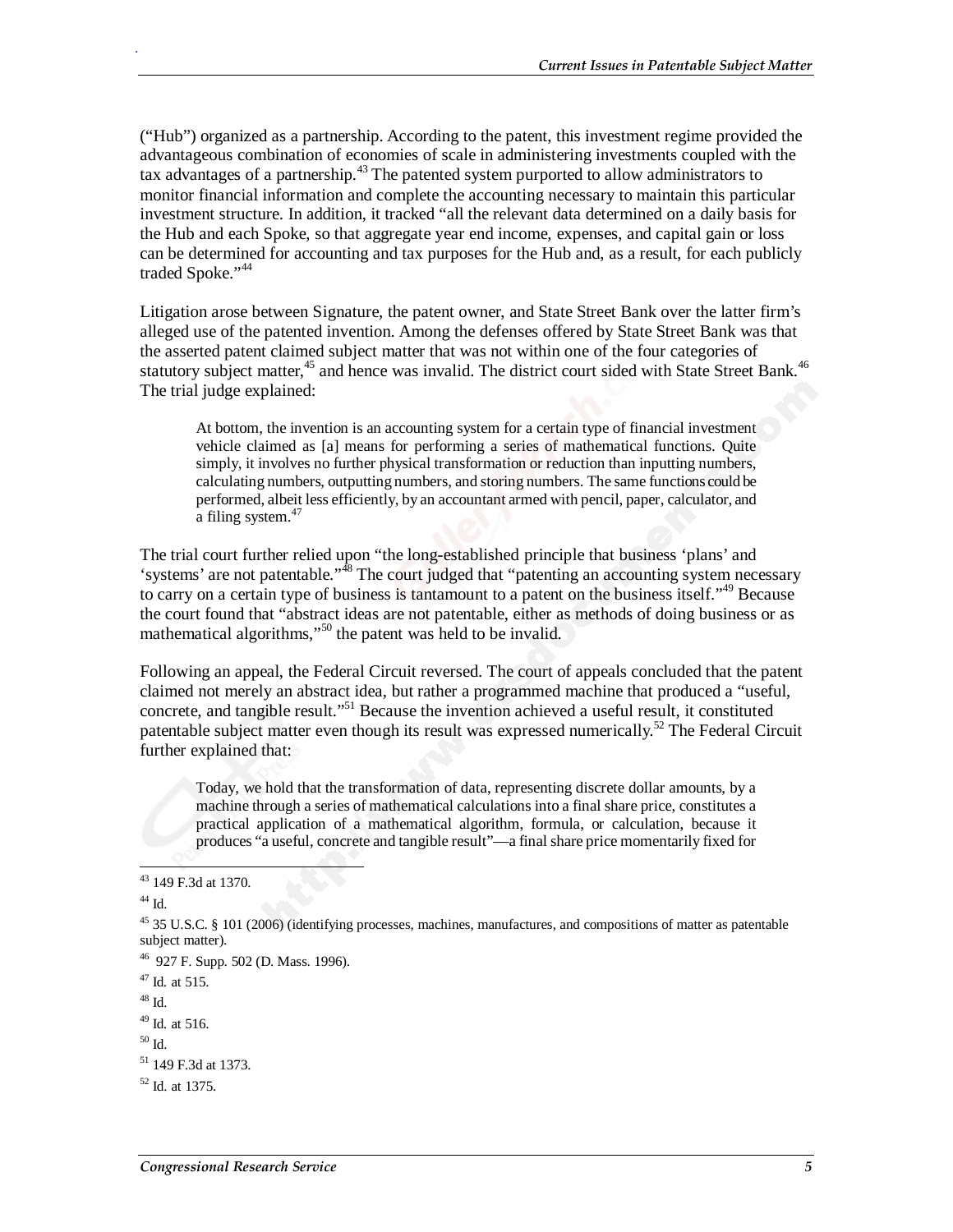("Hub") organized as a partnership. According to the patent, this investment regime provided the advantageous combination of economies of scale in administering investments coupled with the tax advantages of a partnership.[43] The patented system purported to allow administrators to monitor financial information and complete the accounting necessary to maintain this particular investment structure. In addition, it tracked "all the relevant data determined on a daily basis for the Hub and each Spoke, so that aggregate year end income, expenses, and capital gain or loss can be determined for accounting and tax purposes for the Hub and, as a result, for each publicly traded Spoke."[44]

Litigation arose between Signature, the patent owner, and State Street Bank over the latter firm's alleged use of the patented invention. Among the defenses offered by State Street Bank was that the asserted patent claimed subject matter that was not within one of the four categories of statutory subject matter,[45] and hence was invalid. The district court sided with State Street Bank.[46] The trial judge explained:

> At bottom, the invention is an accounting system for a certain type of financial investment vehicle claimed as [a] means for performing a series of mathematical functions. Quite simply, it involves no further physical transformation or reduction than inputting numbers, calculating numbers, outputting numbers, and storing numbers. The same functions could be performed, albeit less efficiently, by an accountant armed with pencil, paper, calculator, and a filing system.[47]

The trial court further relied upon "the long-established principle that business 'plans' and 'systems' are not patentable."[48] The court judged that "patenting an accounting system necessary to carry on a certain type of business is tantamount to a patent on the business itself."[49] Because the court found that "abstract ideas are not patentable, either as methods of doing business or as mathematical algorithms,"[50] the patent was held to be invalid.

Following an appeal, the Federal Circuit reversed. The court of appeals concluded that the patent claimed not merely an abstract idea, but rather a programmed machine that produced a "useful, concrete, and tangible result."[51] Because the invention achieved a useful result, it constituted patentable subject matter even though its result was expressed numerically.[52] The Federal Circuit further explained that:

> Today, we hold that the transformation of data, representing discrete dollar amounts, by a machine through a series of mathematical calculations into a final share price, constitutes a practical application of a mathematical algorithm, formula, or calculation, because it produces "a useful, concrete and tangible result"—a final share price momentarily fixed for

---

[43] 149 F.3d at 1370.

[44] Id.

[45] 35 U.S.C. § 101 (2006) (identifying processes, machines, manufactures, and compositions of matter as patentable subject matter).

[46] 927 F. Supp. 502 (D. Mass. 1996).

[47] Id. at 515.

[48] Id.

[49] Id. at 516.

[50] Id.

[51] 149 F.3d at 1373.

[52] Id. at 1375.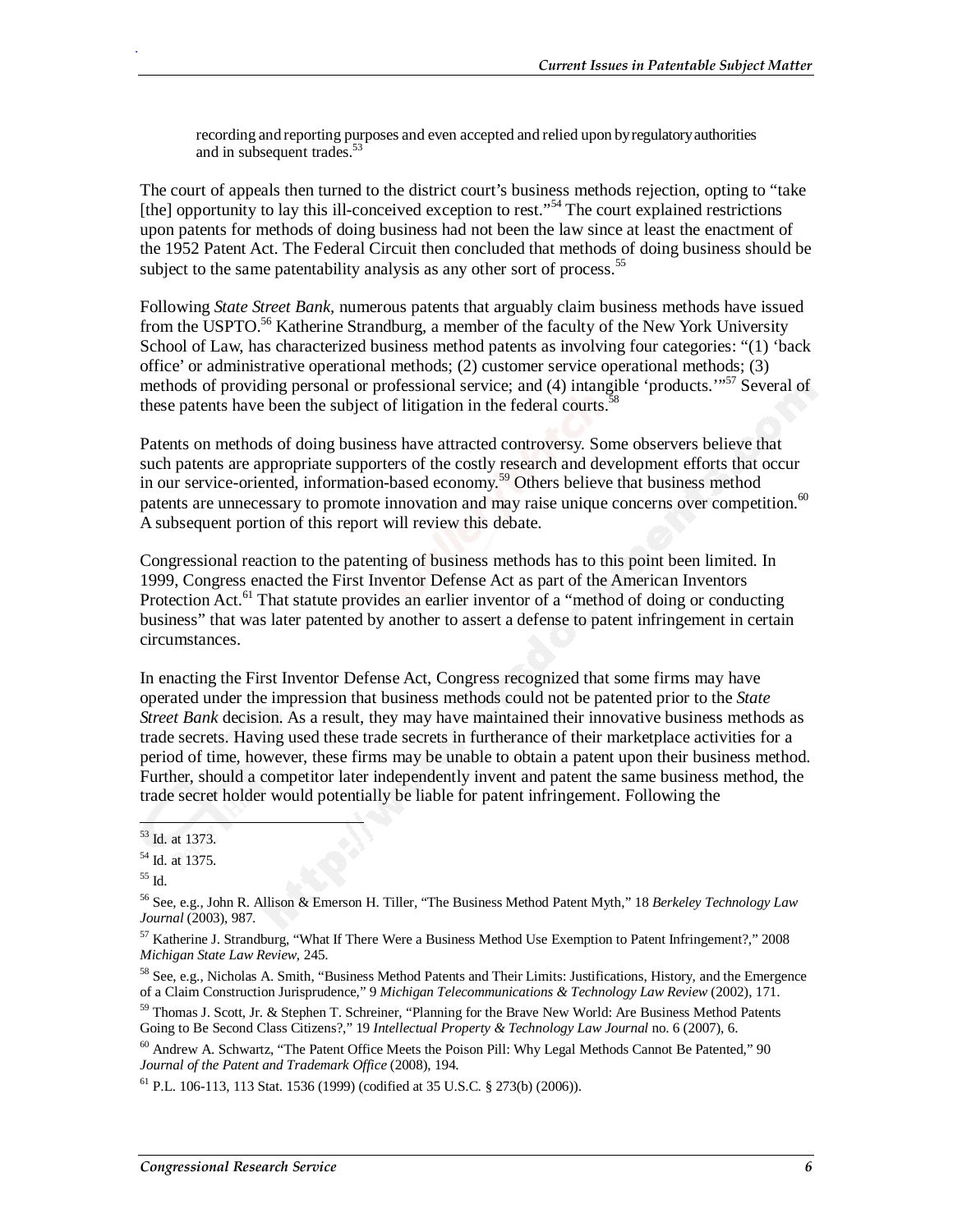> recording and reporting purposes and even accepted and relied upon by regulatory authorities and in subsequent trades.[53]

The court of appeals then turned to the district court's business methods rejection, opting to "take [the] opportunity to lay this ill-conceived exception to rest."[54] The court explained restrictions upon patents for methods of doing business had not been the law since at least the enactment of the 1952 Patent Act. The Federal Circuit then concluded that methods of doing business should be subject to the same patentability analysis as any other sort of process.[55]

Following *State Street Bank*, numerous patents that arguably claim business methods have issued from the USPTO.[56] Katherine Strandburg, a member of the faculty of the New York University School of Law, has characterized business method patents as involving four categories: "(1) 'back office' or administrative operational methods; (2) customer service operational methods; (3) methods of providing personal or professional service; and (4) intangible 'products.'"[57] Several of these patents have been the subject of litigation in the federal courts.[58]

Patents on methods of doing business have attracted controversy. Some observers believe that such patents are appropriate supporters of the costly research and development efforts that occur in our service-oriented, information-based economy.[59] Others believe that business method patents are unnecessary to promote innovation and may raise unique concerns over competition.[60] A subsequent portion of this report will review this debate.

Congressional reaction to the patenting of business methods has to this point been limited. In 1999, Congress enacted the First Inventor Defense Act as part of the American Inventors Protection Act.[61] That statute provides an earlier inventor of a "method of doing or conducting business" that was later patented by another to assert a defense to patent infringement in certain circumstances.

In enacting the First Inventor Defense Act, Congress recognized that some firms may have operated under the impression that business methods could not be patented prior to the *State Street Bank* decision. As a result, they may have maintained their innovative business methods as trade secrets. Having used these trade secrets in furtherance of their marketplace activities for a period of time, however, these firms may be unable to obtain a patent upon their business method. Further, should a competitor later independently invent and patent the same business method, the trade secret holder would potentially be liable for patent infringement. Following the

---

[53] Id. at 1373.

[54] Id. at 1375.

[55] Id.

[56] See, e.g., John R. Allison & Emerson H. Tiller, "The Business Method Patent Myth," 18 *Berkeley Technology Law Journal* (2003), 987.

[57] Katherine J. Strandburg, "What If There Were a Business Method Use Exemption to Patent Infringement?," 2008 *Michigan State Law Review*, 245.

[58] See, e.g., Nicholas A. Smith, "Business Method Patents and Their Limits: Justifications, History, and the Emergence of a Claim Construction Jurisprudence," 9 *Michigan Telecommunications & Technology Law Review* (2002), 171.

[59] Thomas J. Scott, Jr. & Stephen T. Schreiner, "Planning for the Brave New World: Are Business Method Patents Going to Be Second Class Citizens?," 19 *Intellectual Property & Technology Law Journal* no. 6 (2007), 6.

[60] Andrew A. Schwartz, "The Patent Office Meets the Poison Pill: Why Legal Methods Cannot Be Patented," 90 *Journal of the Patent and Trademark Office* (2008), 194.

[61] P.L. 106-113, 113 Stat. 1536 (1999) (codified at 35 U.S.C. § 273(b) (2006)).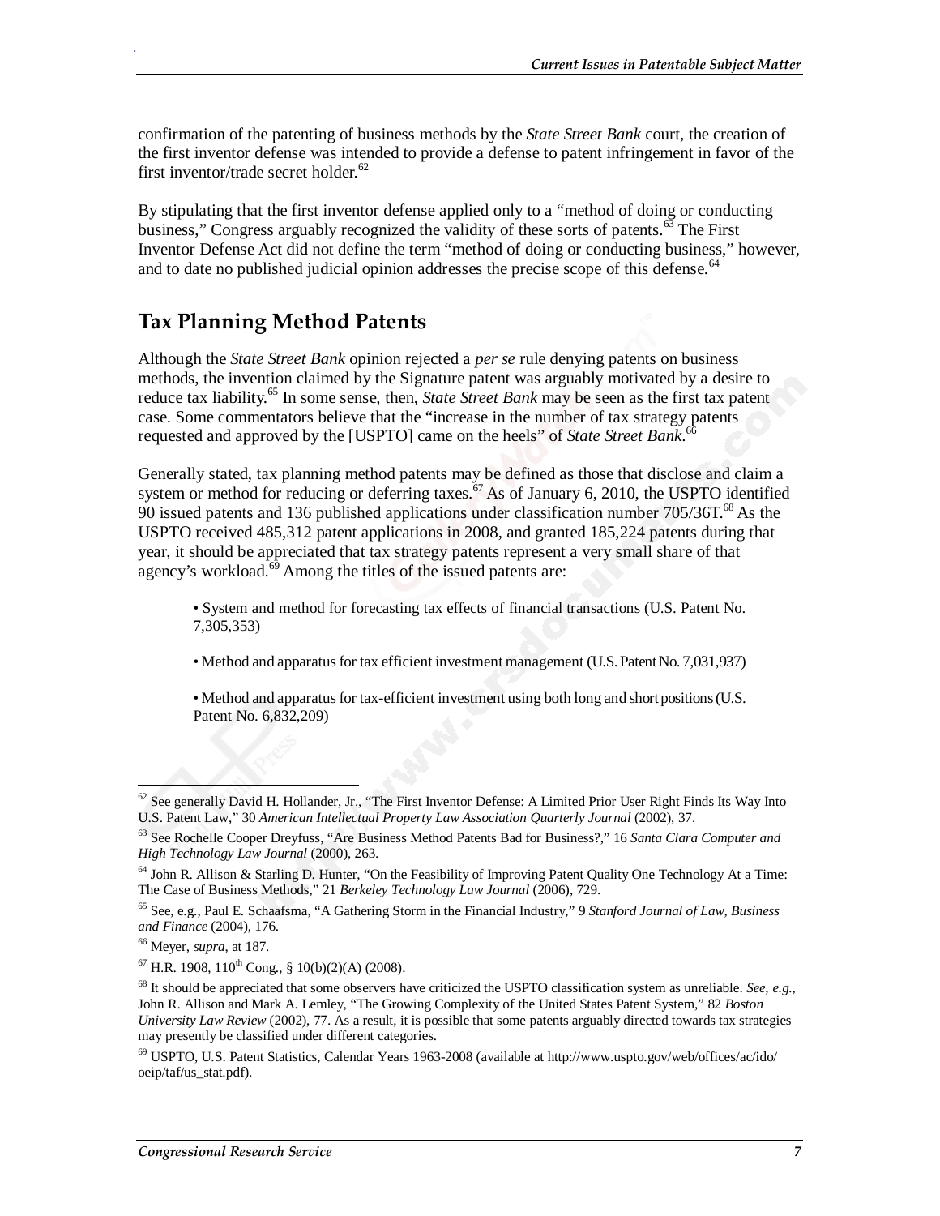confirmation of the patenting of business methods by the *State Street Bank* court, the creation of the first inventor defense was intended to provide a defense to patent infringement in favor of the first inventor/trade secret holder.[62]

By stipulating that the first inventor defense applied only to a "method of doing or conducting business," Congress arguably recognized the validity of these sorts of patents.[63] The First Inventor Defense Act did not define the term "method of doing or conducting business," however, and to date no published judicial opinion addresses the precise scope of this defense.[64]

## Tax Planning Method Patents

Although the *State Street Bank* opinion rejected a *per se* rule denying patents on business methods, the invention claimed by the Signature patent was arguably motivated by a desire to reduce tax liability.[65] In some sense, then, *State Street Bank* may be seen as the first tax patent case. Some commentators believe that the "increase in the number of tax strategy patents requested and approved by the [USPTO] came on the heels" of *State Street Bank*.[66]

Generally stated, tax planning method patents may be defined as those that disclose and claim a system or method for reducing or deferring taxes.[67] As of January 6, 2010, the USPTO identified 90 issued patents and 136 published applications under classification number 705/36T.[68] As the USPTO received 485,312 patent applications in 2008, and granted 185,224 patents during that year, it should be appreciated that tax strategy patents represent a very small share of that agency's workload.[69] Among the titles of the issued patents are:

- System and method for forecasting tax effects of financial transactions (U.S. Patent No. 7,305,353)
- Method and apparatus for tax efficient investment management (U.S. Patent No. 7,031,937)
- Method and apparatus for tax-efficient investment using both long and short positions (U.S. Patent No. 6,832,209)

---

[62] See generally David H. Hollander, Jr., "The First Inventor Defense: A Limited Prior User Right Finds Its Way Into U.S. Patent Law," 30 *American Intellectual Property Law Association Quarterly Journal* (2002), 37.

[63] See Rochelle Cooper Dreyfuss, "Are Business Method Patents Bad for Business?," 16 *Santa Clara Computer and High Technology Law Journal* (2000), 263.

[64] John R. Allison & Starling D. Hunter, "On the Feasibility of Improving Patent Quality One Technology At a Time: The Case of Business Methods," 21 *Berkeley Technology Law Journal* (2006), 729.

[65] See, e.g., Paul E. Schaafsma, "A Gathering Storm in the Financial Industry," 9 *Stanford Journal of Law, Business and Finance* (2004), 176.

[66] Meyer, *supra*, at 187.

[67] H.R. 1908, 110th Cong., § 10(b)(2)(A) (2008).

[68] It should be appreciated that some observers have criticized the USPTO classification system as unreliable. *See, e.g.*, John R. Allison and Mark A. Lemley, "The Growing Complexity of the United States Patent System," 82 *Boston University Law Review* (2002), 77. As a result, it is possible that some patents arguably directed towards tax strategies may presently be classified under different categories.

[69] USPTO, U.S. Patent Statistics, Calendar Years 1963-2008 (available at http://www.uspto.gov/web/offices/ac/ido/oeip/taf/us_stat.pdf).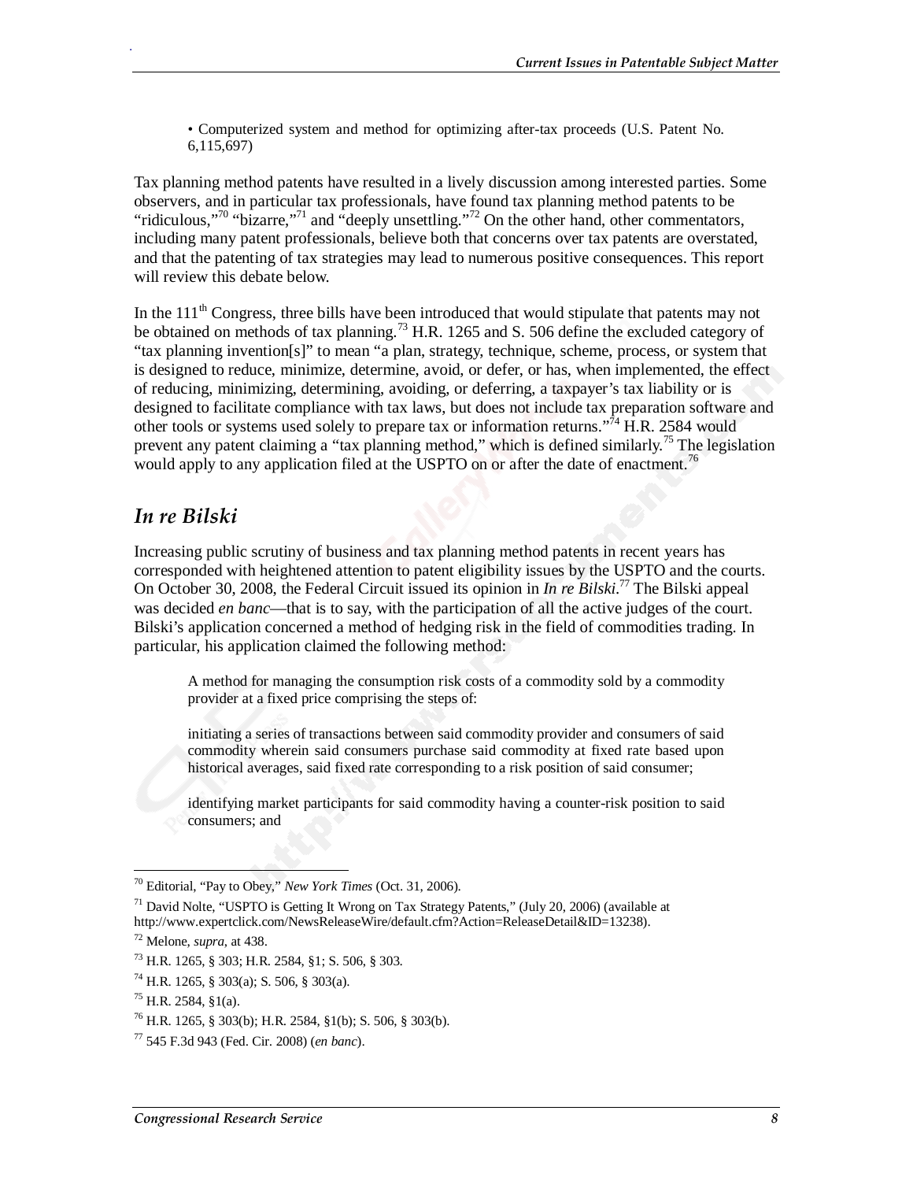• Computerized system and method for optimizing after-tax proceeds (U.S. Patent No. 6,115,697)

Tax planning method patents have resulted in a lively discussion among interested parties. Some observers, and in particular tax professionals, have found tax planning method patents to be "ridiculous,"[70] "bizarre,"[71] and "deeply unsettling."[72] On the other hand, other commentators, including many patent professionals, believe both that concerns over tax patents are overstated, and that the patenting of tax strategies may lead to numerous positive consequences. This report will review this debate below.

In the 111th Congress, three bills have been introduced that would stipulate that patents may not be obtained on methods of tax planning.[73] H.R. 1265 and S. 506 define the excluded category of "tax planning invention[s]" to mean "a plan, strategy, technique, scheme, process, or system that is designed to reduce, minimize, determine, avoid, or defer, or has, when implemented, the effect of reducing, minimizing, determining, avoiding, or deferring, a taxpayer's tax liability or is designed to facilitate compliance with tax laws, but does not include tax preparation software and other tools or systems used solely to prepare tax or information returns."[74] H.R. 2584 would prevent any patent claiming a "tax planning method," which is defined similarly.[75] The legislation would apply to any application filed at the USPTO on or after the date of enactment.[76]

## *In re Bilski*

Increasing public scrutiny of business and tax planning method patents in recent years has corresponded with heightened attention to patent eligibility issues by the USPTO and the courts. On October 30, 2008, the Federal Circuit issued its opinion in *In re Bilski*.[77] The Bilski appeal was decided *en banc*—that is to say, with the participation of all the active judges of the court. Bilski's application concerned a method of hedging risk in the field of commodities trading. In particular, his application claimed the following method:

> A method for managing the consumption risk costs of a commodity sold by a commodity provider at a fixed price comprising the steps of:
>
> initiating a series of transactions between said commodity provider and consumers of said commodity wherein said consumers purchase said commodity at fixed rate based upon historical averages, said fixed rate corresponding to a risk position of said consumer;
>
> identifying market participants for said commodity having a counter-risk position to said consumers; and

---

[70] Editorial, "Pay to Obey," *New York Times* (Oct. 31, 2006).

[71] David Nolte, "USPTO is Getting It Wrong on Tax Strategy Patents," (July 20, 2006) (available at http://www.expertclick.com/NewsReleaseWire/default.cfm?Action=ReleaseDetail&ID=13238).

[72] Melone, *supra*, at 438.

[73] H.R. 1265, § 303; H.R. 2584, §1; S. 506, § 303.

[74] H.R. 1265, § 303(a); S. 506, § 303(a).

[75] H.R. 2584, §1(a).

[76] H.R. 1265, § 303(b); H.R. 2584, §1(b); S. 506, § 303(b).

[77] 545 F.3d 943 (Fed. Cir. 2008) (*en banc*).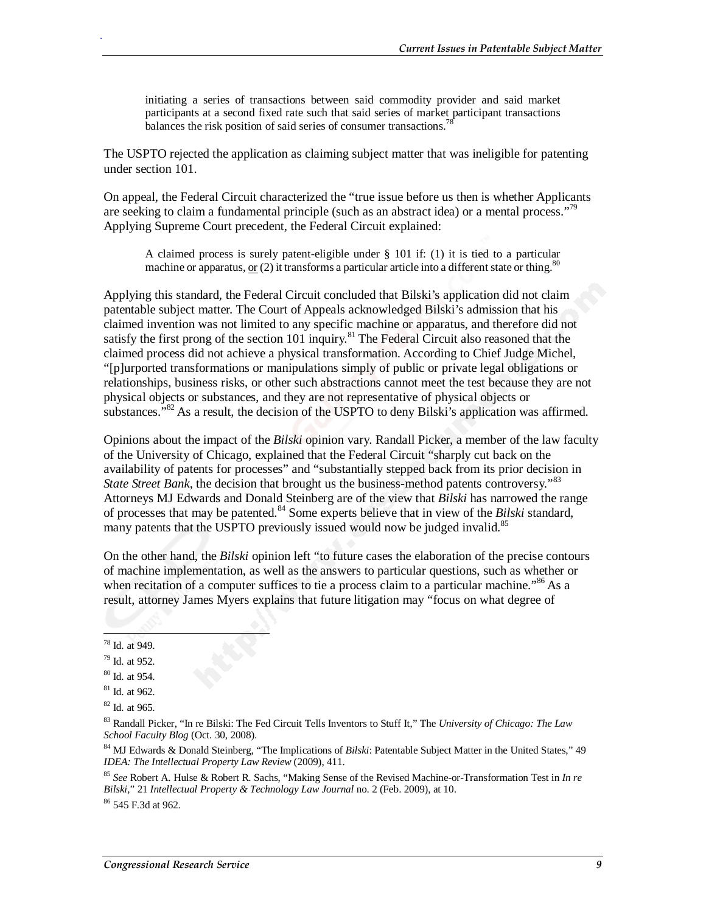> initiating a series of transactions between said commodity provider and said market participants at a second fixed rate such that said series of market participant transactions balances the risk position of said series of consumer transactions.[78]

The USPTO rejected the application as claiming subject matter that was ineligible for patenting under section 101.

On appeal, the Federal Circuit characterized the "true issue before us then is whether Applicants are seeking to claim a fundamental principle (such as an abstract idea) or a mental process."[79] Applying Supreme Court precedent, the Federal Circuit explained:

> A claimed process is surely patent-eligible under § 101 if: (1) it is tied to a particular machine or apparatus, <u>or</u> (2) it transforms a particular article into a different state or thing.[80]

Applying this standard, the Federal Circuit concluded that Bilski's application did not claim patentable subject matter. The Court of Appeals acknowledged Bilski's admission that his claimed invention was not limited to any specific machine or apparatus, and therefore did not satisfy the first prong of the section 101 inquiry.[81] The Federal Circuit also reasoned that the claimed process did not achieve a physical transformation. According to Chief Judge Michel, "[p]urported transformations or manipulations simply of public or private legal obligations or relationships, business risks, or other such abstractions cannot meet the test because they are not physical objects or substances, and they are not representative of physical objects or substances."[82] As a result, the decision of the USPTO to deny Bilski's application was affirmed.

Opinions about the impact of the *Bilski* opinion vary. Randall Picker, a member of the law faculty of the University of Chicago, explained that the Federal Circuit "sharply cut back on the availability of patents for processes" and "substantially stepped back from its prior decision in *State Street Bank*, the decision that brought us the business-method patents controversy."[83] Attorneys MJ Edwards and Donald Steinberg are of the view that *Bilski* has narrowed the range of processes that may be patented.[84] Some experts believe that in view of the *Bilski* standard, many patents that the USPTO previously issued would now be judged invalid.[85]

On the other hand, the *Bilski* opinion left "to future cases the elaboration of the precise contours of machine implementation, as well as the answers to particular questions, such as whether or when recitation of a computer suffices to tie a process claim to a particular machine."[86] As a result, attorney James Myers explains that future litigation may "focus on what degree of

---

[78] Id. at 949.

[79] Id. at 952.

[80] Id. at 954.

[81] Id. at 962.

[82] Id. at 965.

[83] Randall Picker, "In re Bilski: The Fed Circuit Tells Inventors to Stuff It," The *University of Chicago: The Law School Faculty Blog* (Oct. 30, 2008).

[84] MJ Edwards & Donald Steinberg, "The Implications of *Bilski*: Patentable Subject Matter in the United States," 49 *IDEA: The Intellectual Property Law Review* (2009), 411.

[85] *See* Robert A. Hulse & Robert R. Sachs, "Making Sense of the Revised Machine-or-Transformation Test in *In re Bilski*," 21 *Intellectual Property & Technology Law Journal* no. 2 (Feb. 2009), at 10.

[86] 545 F.3d at 962.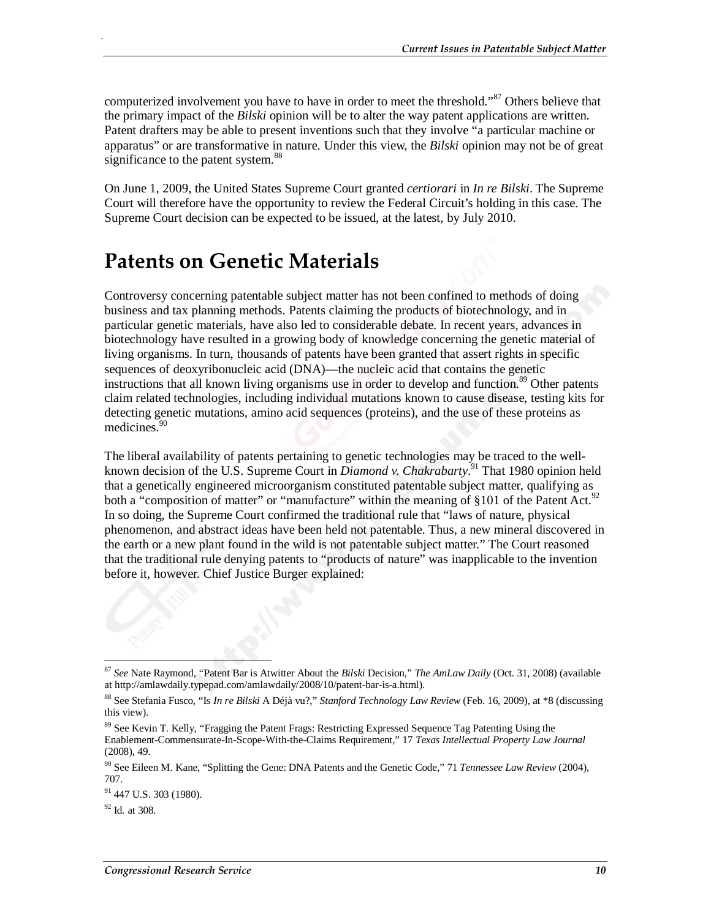computerized involvement you have to have in order to meet the threshold."[87] Others believe that the primary impact of the *Bilski* opinion will be to alter the way patent applications are written. Patent drafters may be able to present inventions such that they involve "a particular machine or apparatus" or are transformative in nature. Under this view, the *Bilski* opinion may not be of great significance to the patent system.[88]

On June 1, 2009, the United States Supreme Court granted *certiorari* in *In re Bilski*. The Supreme Court will therefore have the opportunity to review the Federal Circuit's holding in this case. The Supreme Court decision can be expected to be issued, at the latest, by July 2010.

# Patents on Genetic Materials

Controversy concerning patentable subject matter has not been confined to methods of doing business and tax planning methods. Patents claiming the products of biotechnology, and in particular genetic materials, have also led to considerable debate. In recent years, advances in biotechnology have resulted in a growing body of knowledge concerning the genetic material of living organisms. In turn, thousands of patents have been granted that assert rights in specific sequences of deoxyribonucleic acid (DNA)—the nucleic acid that contains the genetic instructions that all known living organisms use in order to develop and function.[89] Other patents claim related technologies, including individual mutations known to cause disease, testing kits for detecting genetic mutations, amino acid sequences (proteins), and the use of these proteins as medicines.[90]

The liberal availability of patents pertaining to genetic technologies may be traced to the well-known decision of the U.S. Supreme Court in *Diamond v. Chakrabarty*.[91] That 1980 opinion held that a genetically engineered microorganism constituted patentable subject matter, qualifying as both a "composition of matter" or "manufacture" within the meaning of §101 of the Patent Act.[92] In so doing, the Supreme Court confirmed the traditional rule that "laws of nature, physical phenomenon, and abstract ideas have been held not patentable. Thus, a new mineral discovered in the earth or a new plant found in the wild is not patentable subject matter." The Court reasoned that the traditional rule denying patents to "products of nature" was inapplicable to the invention before it, however. Chief Justice Burger explained:

---

[87] *See* Nate Raymond, "Patent Bar is Atwitter About the *Bilski* Decision," *The AmLaw Daily* (Oct. 31, 2008) (available at http://amlawdaily.typepad.com/amlawdaily/2008/10/patent-bar-is-a.html).

[88] See Stefania Fusco, "Is *In re Bilski* A Déjà vu?," *Stanford Technology Law Review* (Feb. 16, 2009), at *8 (discussing this view).

[89] See Kevin T. Kelly, "Fragging the Patent Frags: Restricting Expressed Sequence Tag Patenting Using the Enablement-Commensurate-In-Scope-With-the-Claims Requirement," 17 *Texas Intellectual Property Law Journal* (2008), 49.

[90] See Eileen M. Kane, "Splitting the Gene: DNA Patents and the Genetic Code," 71 *Tennessee Law Review* (2004), 707.

[91] 447 U.S. 303 (1980).

[92] Id. at 308.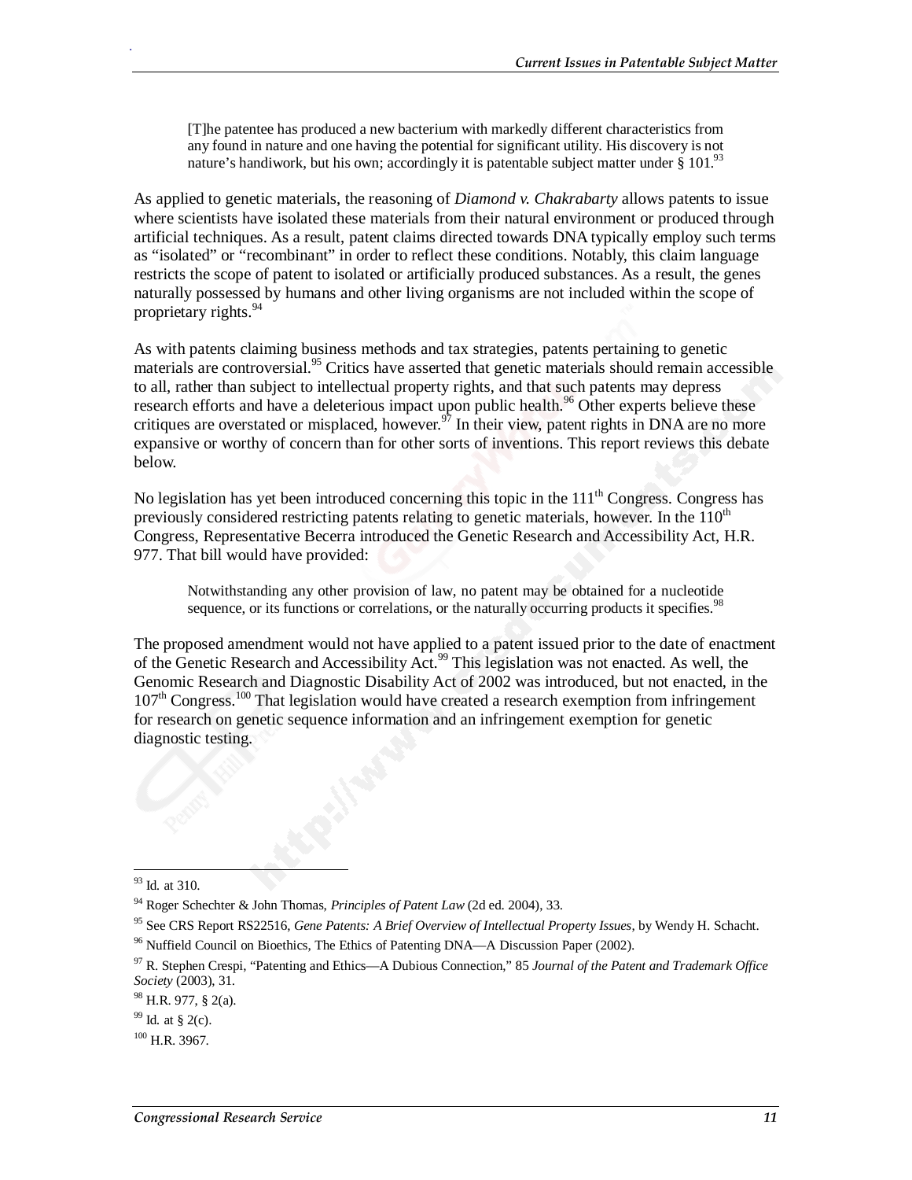> [T]he patentee has produced a new bacterium with markedly different characteristics from any found in nature and one having the potential for significant utility. His discovery is not nature's handiwork, but his own; accordingly it is patentable subject matter under § 101.[93]

As applied to genetic materials, the reasoning of *Diamond v. Chakrabarty* allows patents to issue where scientists have isolated these materials from their natural environment or produced through artificial techniques. As a result, patent claims directed towards DNA typically employ such terms as "isolated" or "recombinant" in order to reflect these conditions. Notably, this claim language restricts the scope of patent to isolated or artificially produced substances. As a result, the genes naturally possessed by humans and other living organisms are not included within the scope of proprietary rights.[94]

As with patents claiming business methods and tax strategies, patents pertaining to genetic materials are controversial.[95] Critics have asserted that genetic materials should remain accessible to all, rather than subject to intellectual property rights, and that such patents may depress research efforts and have a deleterious impact upon public health.[96] Other experts believe these critiques are overstated or misplaced, however.[97] In their view, patent rights in DNA are no more expansive or worthy of concern than for other sorts of inventions. This report reviews this debate below.

No legislation has yet been introduced concerning this topic in the 111th Congress. Congress has previously considered restricting patents relating to genetic materials, however. In the 110th Congress, Representative Becerra introduced the Genetic Research and Accessibility Act, H.R. 977. That bill would have provided:

> Notwithstanding any other provision of law, no patent may be obtained for a nucleotide sequence, or its functions or correlations, or the naturally occurring products it specifies.[98]

The proposed amendment would not have applied to a patent issued prior to the date of enactment of the Genetic Research and Accessibility Act.[99] This legislation was not enacted. As well, the Genomic Research and Diagnostic Disability Act of 2002 was introduced, but not enacted, in the 107th Congress.[100] That legislation would have created a research exemption from infringement for research on genetic sequence information and an infringement exemption for genetic diagnostic testing.

---

[93] Id. at 310.

[94] Roger Schechter & John Thomas, *Principles of Patent Law* (2d ed. 2004), 33.

[95] See CRS Report RS22516, *Gene Patents: A Brief Overview of Intellectual Property Issues*, by Wendy H. Schacht.

[96] Nuffield Council on Bioethics, The Ethics of Patenting DNA—A Discussion Paper (2002).

[97] R. Stephen Crespi, "Patenting and Ethics—A Dubious Connection," 85 *Journal of the Patent and Trademark Office Society* (2003), 31.

[98] H.R. 977, § 2(a).

[99] Id. at § 2(c).

[100] H.R. 3967.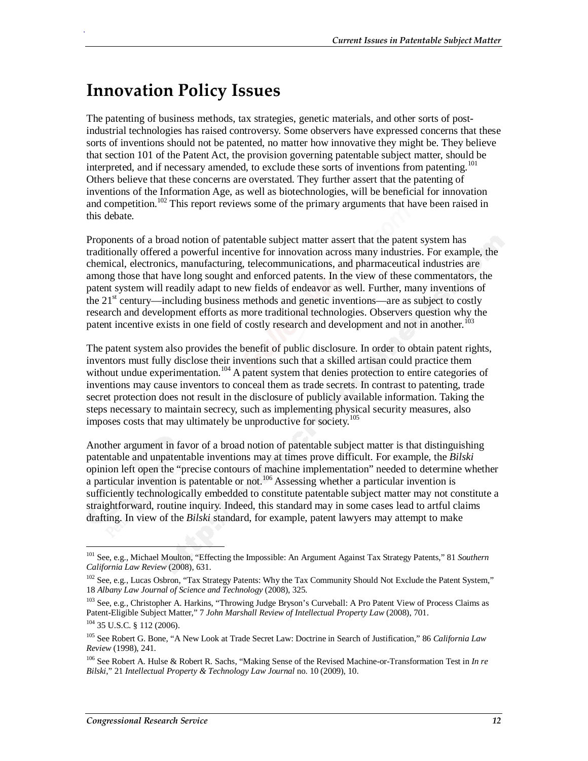# Innovation Policy Issues

The patenting of business methods, tax strategies, genetic materials, and other sorts of post-industrial technologies has raised controversy. Some observers have expressed concerns that these sorts of inventions should not be patented, no matter how innovative they might be. They believe that section 101 of the Patent Act, the provision governing patentable subject matter, should be interpreted, and if necessary amended, to exclude these sorts of inventions from patenting.[101] Others believe that these concerns are overstated. They further assert that the patenting of inventions of the Information Age, as well as biotechnologies, will be beneficial for innovation and competition.[102] This report reviews some of the primary arguments that have been raised in this debate.

Proponents of a broad notion of patentable subject matter assert that the patent system has traditionally offered a powerful incentive for innovation across many industries. For example, the chemical, electronics, manufacturing, telecommunications, and pharmaceutical industries are among those that have long sought and enforced patents. In the view of these commentators, the patent system will readily adapt to new fields of endeavor as well. Further, many inventions of the 21st century—including business methods and genetic inventions—are as subject to costly research and development efforts as more traditional technologies. Observers question why the patent incentive exists in one field of costly research and development and not in another.[103]

The patent system also provides the benefit of public disclosure. In order to obtain patent rights, inventors must fully disclose their inventions such that a skilled artisan could practice them without undue experimentation.[104] A patent system that denies protection to entire categories of inventions may cause inventors to conceal them as trade secrets. In contrast to patenting, trade secret protection does not result in the disclosure of publicly available information. Taking the steps necessary to maintain secrecy, such as implementing physical security measures, also imposes costs that may ultimately be unproductive for society.[105]

Another argument in favor of a broad notion of patentable subject matter is that distinguishing patentable and unpatentable inventions may at times prove difficult. For example, the *Bilski* opinion left open the "precise contours of machine implementation" needed to determine whether a particular invention is patentable or not.[106] Assessing whether a particular invention is sufficiently technologically embedded to constitute patentable subject matter may not constitute a straightforward, routine inquiry. Indeed, this standard may in some cases lead to artful claims drafting. In view of the *Bilski* standard, for example, patent lawyers may attempt to make

---

[101] See, e.g., Michael Moulton, "Effecting the Impossible: An Argument Against Tax Strategy Patents," 81 *Southern California Law Review* (2008), 631.

[102] See, e.g., Lucas Osbron, "Tax Strategy Patents: Why the Tax Community Should Not Exclude the Patent System," 18 *Albany Law Journal of Science and Technology* (2008), 325.

[103] See, e.g., Christopher A. Harkins, "Throwing Judge Bryson's Curveball: A Pro Patent View of Process Claims as Patent-Eligible Subject Matter," 7 *John Marshall Review of Intellectual Property Law* (2008), 701.

[104] 35 U.S.C. § 112 (2006).

[105] See Robert G. Bone, "A New Look at Trade Secret Law: Doctrine in Search of Justification," 86 *California Law Review* (1998), 241.

[106] See Robert A. Hulse & Robert R. Sachs, "Making Sense of the Revised Machine-or-Transformation Test in *In re Bilski*," 21 *Intellectual Property & Technology Law Journal* no. 10 (2009), 10.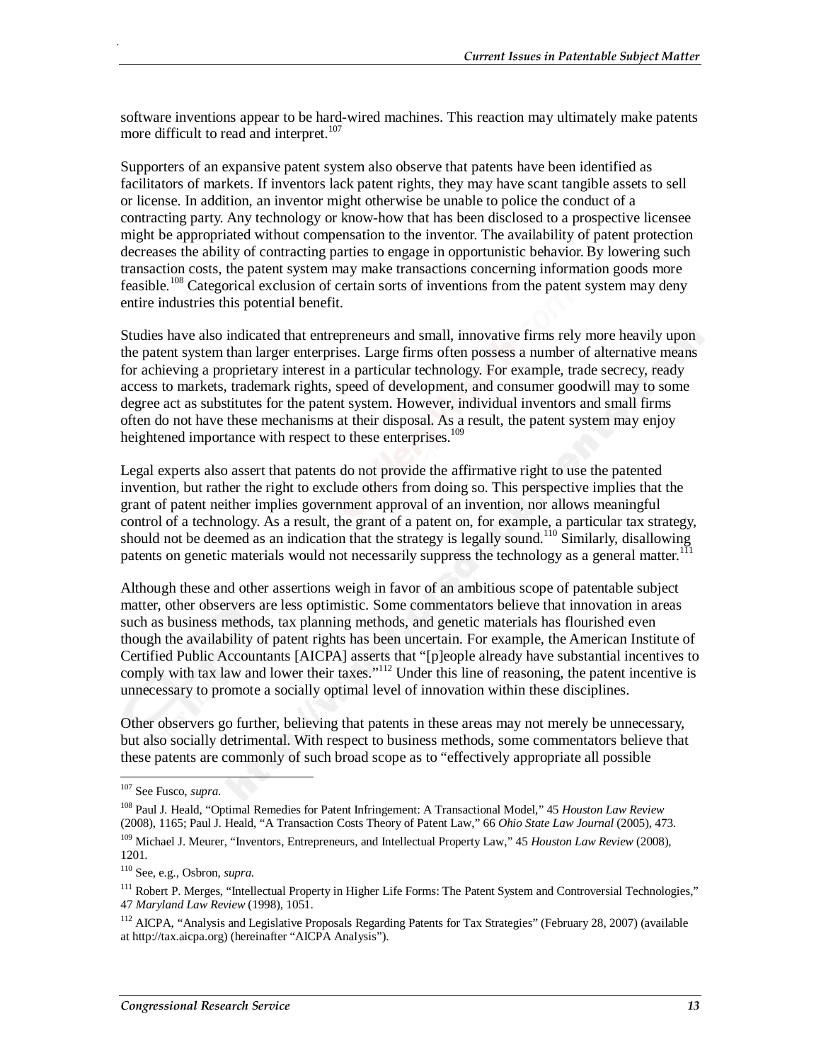software inventions appear to be hard-wired machines. This reaction may ultimately make patents more difficult to read and interpret.[107]

Supporters of an expansive patent system also observe that patents have been identified as facilitators of markets. If inventors lack patent rights, they may have scant tangible assets to sell or license. In addition, an inventor might otherwise be unable to police the conduct of a contracting party. Any technology or know-how that has been disclosed to a prospective licensee might be appropriated without compensation to the inventor. The availability of patent protection decreases the ability of contracting parties to engage in opportunistic behavior. By lowering such transaction costs, the patent system may make transactions concerning information goods more feasible.[108] Categorical exclusion of certain sorts of inventions from the patent system may deny entire industries this potential benefit.

Studies have also indicated that entrepreneurs and small, innovative firms rely more heavily upon the patent system than larger enterprises. Large firms often possess a number of alternative means for achieving a proprietary interest in a particular technology. For example, trade secrecy, ready access to markets, trademark rights, speed of development, and consumer goodwill may to some degree act as substitutes for the patent system. However, individual inventors and small firms often do not have these mechanisms at their disposal. As a result, the patent system may enjoy heightened importance with respect to these enterprises.[109]

Legal experts also assert that patents do not provide the affirmative right to use the patented invention, but rather the right to exclude others from doing so. This perspective implies that the grant of patent neither implies government approval of an invention, nor allows meaningful control of a technology. As a result, the grant of a patent on, for example, a particular tax strategy, should not be deemed as an indication that the strategy is legally sound.[110] Similarly, disallowing patents on genetic materials would not necessarily suppress the technology as a general matter.[111]

Although these and other assertions weigh in favor of an ambitious scope of patentable subject matter, other observers are less optimistic. Some commentators believe that innovation in areas such as business methods, tax planning methods, and genetic materials has flourished even though the availability of patent rights has been uncertain. For example, the American Institute of Certified Public Accountants [AICPA] asserts that "[p]eople already have substantial incentives to comply with tax law and lower their taxes."[112] Under this line of reasoning, the patent incentive is unnecessary to promote a socially optimal level of innovation within these disciplines.

Other observers go further, believing that patents in these areas may not merely be unnecessary, but also socially detrimental. With respect to business methods, some commentators believe that these patents are commonly of such broad scope as to "effectively appropriate all possible

---

[107] See Fusco, *supra*.

[108] Paul J. Heald, "Optimal Remedies for Patent Infringement: A Transactional Model," 45 *Houston Law Review* (2008), 1165; Paul J. Heald, "A Transaction Costs Theory of Patent Law," 66 *Ohio State Law Journal* (2005), 473.

[109] Michael J. Meurer, "Inventors, Entrepreneurs, and Intellectual Property Law," 45 *Houston Law Review* (2008), 1201.

[110] See, e.g., Osbron, *supra*.

[111] Robert P. Merges, "Intellectual Property in Higher Life Forms: The Patent System and Controversial Technologies," 47 *Maryland Law Review* (1998), 1051.

[112] AICPA, "Analysis and Legislative Proposals Regarding Patents for Tax Strategies" (February 28, 2007) (available at http://tax.aicpa.org) (hereinafter "AICPA Analysis").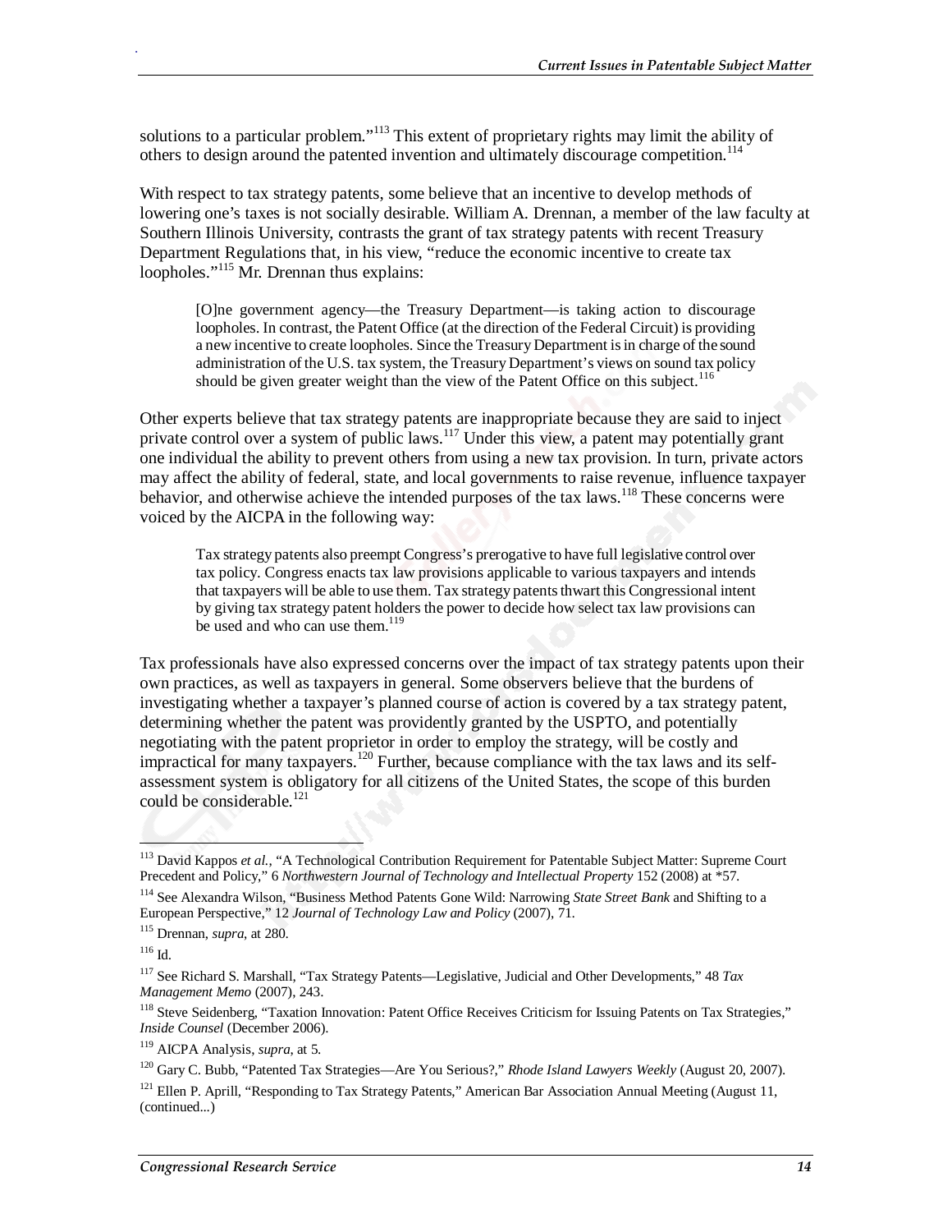solutions to a particular problem."[113] This extent of proprietary rights may limit the ability of others to design around the patented invention and ultimately discourage competition.[114]

With respect to tax strategy patents, some believe that an incentive to develop methods of lowering one's taxes is not socially desirable. William A. Drennan, a member of the law faculty at Southern Illinois University, contrasts the grant of tax strategy patents with recent Treasury Department Regulations that, in his view, "reduce the economic incentive to create tax loopholes."[115] Mr. Drennan thus explains:

> [O]ne government agency—the Treasury Department—is taking action to discourage loopholes. In contrast, the Patent Office (at the direction of the Federal Circuit) is providing a new incentive to create loopholes. Since the Treasury Department is in charge of the sound administration of the U.S. tax system, the Treasury Department's views on sound tax policy should be given greater weight than the view of the Patent Office on this subject.[116]

Other experts believe that tax strategy patents are inappropriate because they are said to inject private control over a system of public laws.[117] Under this view, a patent may potentially grant one individual the ability to prevent others from using a new tax provision. In turn, private actors may affect the ability of federal, state, and local governments to raise revenue, influence taxpayer behavior, and otherwise achieve the intended purposes of the tax laws.[118] These concerns were voiced by the AICPA in the following way:

> Tax strategy patents also preempt Congress's prerogative to have full legislative control over tax policy. Congress enacts tax law provisions applicable to various taxpayers and intends that taxpayers will be able to use them. Tax strategy patents thwart this Congressional intent by giving tax strategy patent holders the power to decide how select tax law provisions can be used and who can use them.[119]

Tax professionals have also expressed concerns over the impact of tax strategy patents upon their own practices, as well as taxpayers in general. Some observers believe that the burdens of investigating whether a taxpayer's planned course of action is covered by a tax strategy patent, determining whether the patent was providently granted by the USPTO, and potentially negotiating with the patent proprietor in order to employ the strategy, will be costly and impractical for many taxpayers.[120] Further, because compliance with the tax laws and its self-assessment system is obligatory for all citizens of the United States, the scope of this burden could be considerable.[121]

---

[113] David Kappos *et al.*, "A Technological Contribution Requirement for Patentable Subject Matter: Supreme Court Precedent and Policy," 6 *Northwestern Journal of Technology and Intellectual Property* 152 (2008) at *57.

[114] See Alexandra Wilson, "Business Method Patents Gone Wild: Narrowing *State Street Bank* and Shifting to a European Perspective," 12 *Journal of Technology Law and Policy* (2007), 71.

[115] Drennan, *supra*, at 280.

[116] Id.

[117] See Richard S. Marshall, "Tax Strategy Patents—Legislative, Judicial and Other Developments," 48 *Tax Management Memo* (2007), 243.

[118] Steve Seidenberg, "Taxation Innovation: Patent Office Receives Criticism for Issuing Patents on Tax Strategies," *Inside Counsel* (December 2006).

[119] AICPA Analysis, *supra*, at 5.

[120] Gary C. Bubb, "Patented Tax Strategies—Are You Serious?," *Rhode Island Lawyers Weekly* (August 20, 2007).

[121] Ellen P. Aprill, "Responding to Tax Strategy Patents," American Bar Association Annual Meeting (August 11, (continued...)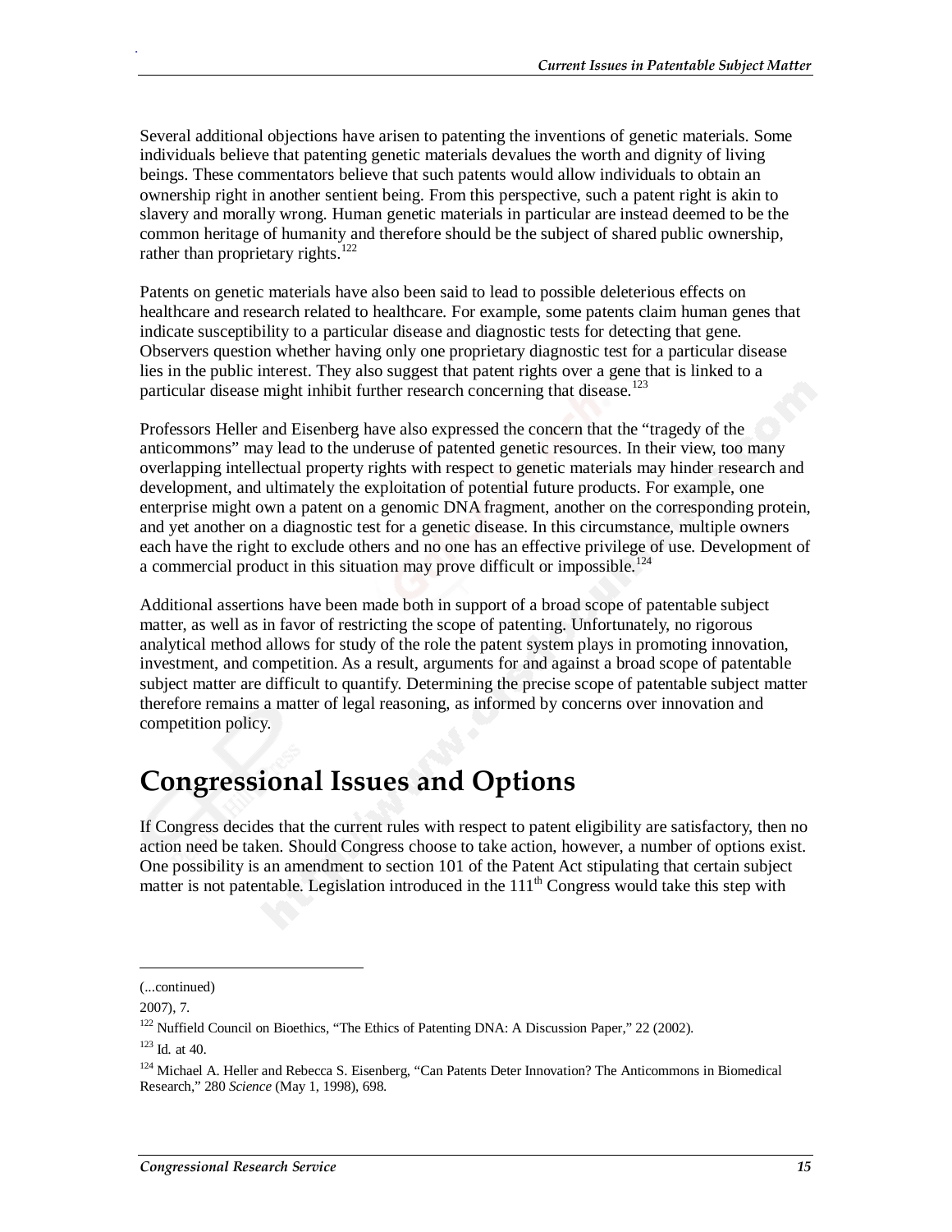Several additional objections have arisen to patenting the inventions of genetic materials. Some individuals believe that patenting genetic materials devalues the worth and dignity of living beings. These commentators believe that such patents would allow individuals to obtain an ownership right in another sentient being. From this perspective, such a patent right is akin to slavery and morally wrong. Human genetic materials in particular are instead deemed to be the common heritage of humanity and therefore should be the subject of shared public ownership, rather than proprietary rights.[122]

Patents on genetic materials have also been said to lead to possible deleterious effects on healthcare and research related to healthcare. For example, some patents claim human genes that indicate susceptibility to a particular disease and diagnostic tests for detecting that gene. Observers question whether having only one proprietary diagnostic test for a particular disease lies in the public interest. They also suggest that patent rights over a gene that is linked to a particular disease might inhibit further research concerning that disease.[123]

Professors Heller and Eisenberg have also expressed the concern that the "tragedy of the anticommons" may lead to the underuse of patented genetic resources. In their view, too many overlapping intellectual property rights with respect to genetic materials may hinder research and development, and ultimately the exploitation of potential future products. For example, one enterprise might own a patent on a genomic DNA fragment, another on the corresponding protein, and yet another on a diagnostic test for a genetic disease. In this circumstance, multiple owners each have the right to exclude others and no one has an effective privilege of use. Development of a commercial product in this situation may prove difficult or impossible.[124]

Additional assertions have been made both in support of a broad scope of patentable subject matter, as well as in favor of restricting the scope of patenting. Unfortunately, no rigorous analytical method allows for study of the role the patent system plays in promoting innovation, investment, and competition. As a result, arguments for and against a broad scope of patentable subject matter are difficult to quantify. Determining the precise scope of patentable subject matter therefore remains a matter of legal reasoning, as informed by concerns over innovation and competition policy.

# Congressional Issues and Options

If Congress decides that the current rules with respect to patent eligibility are satisfactory, then no action need be taken. Should Congress choose to take action, however, a number of options exist. One possibility is an amendment to section 101 of the Patent Act stipulating that certain subject matter is not patentable. Legislation introduced in the 111th Congress would take this step with

---

(...continued)

2007), 7.

[122] Nuffield Council on Bioethics, "The Ethics of Patenting DNA: A Discussion Paper," 22 (2002).

[123] Id. at 40.

[124] Michael A. Heller and Rebecca S. Eisenberg, "Can Patents Deter Innovation? The Anticommons in Biomedical Research," 280 *Science* (May 1, 1998), 698.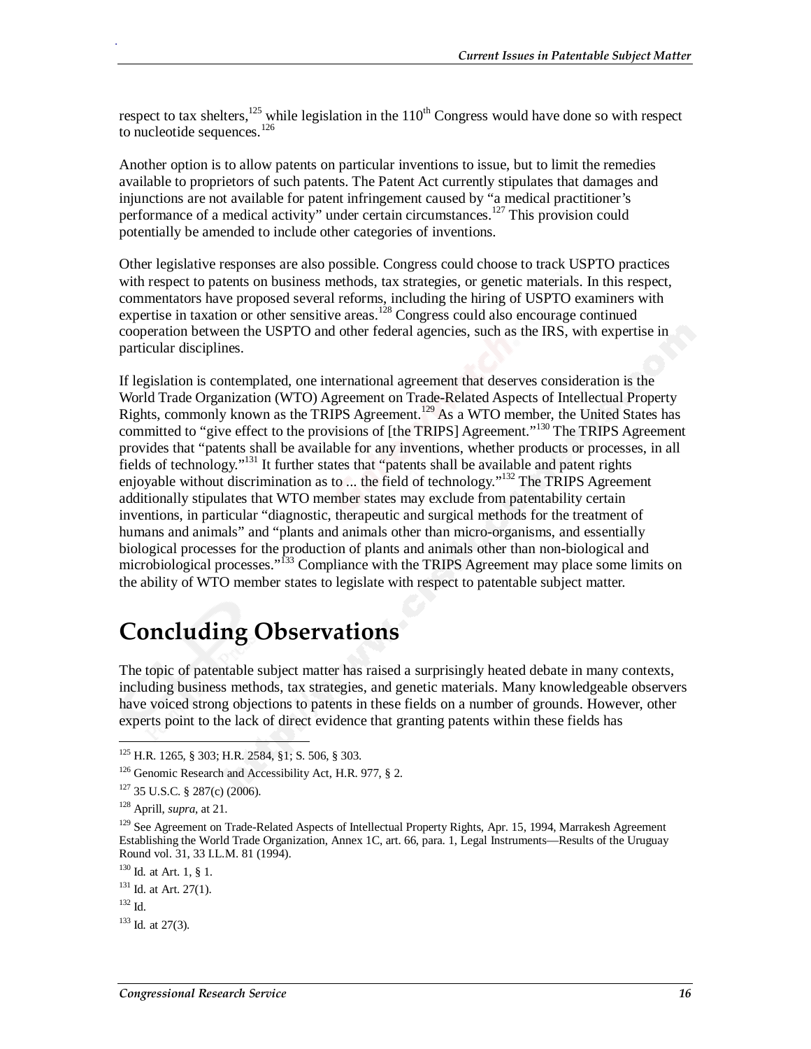respect to tax shelters,[125] while legislation in the 110th Congress would have done so with respect to nucleotide sequences.[126]

Another option is to allow patents on particular inventions to issue, but to limit the remedies available to proprietors of such patents. The Patent Act currently stipulates that damages and injunctions are not available for patent infringement caused by "a medical practitioner's performance of a medical activity" under certain circumstances.[127] This provision could potentially be amended to include other categories of inventions.

Other legislative responses are also possible. Congress could choose to track USPTO practices with respect to patents on business methods, tax strategies, or genetic materials. In this respect, commentators have proposed several reforms, including the hiring of USPTO examiners with expertise in taxation or other sensitive areas.[128] Congress could also encourage continued cooperation between the USPTO and other federal agencies, such as the IRS, with expertise in particular disciplines.

If legislation is contemplated, one international agreement that deserves consideration is the World Trade Organization (WTO) Agreement on Trade-Related Aspects of Intellectual Property Rights, commonly known as the TRIPS Agreement.[129] As a WTO member, the United States has committed to "give effect to the provisions of [the TRIPS] Agreement."[130] The TRIPS Agreement provides that "patents shall be available for any inventions, whether products or processes, in all fields of technology."[131] It further states that "patents shall be available and patent rights enjoyable without discrimination as to ... the field of technology."[132] The TRIPS Agreement additionally stipulates that WTO member states may exclude from patentability certain inventions, in particular "diagnostic, therapeutic and surgical methods for the treatment of humans and animals" and "plants and animals other than micro-organisms, and essentially biological processes for the production of plants and animals other than non-biological and microbiological processes."[133] Compliance with the TRIPS Agreement may place some limits on the ability of WTO member states to legislate with respect to patentable subject matter.

# Concluding Observations

The topic of patentable subject matter has raised a surprisingly heated debate in many contexts, including business methods, tax strategies, and genetic materials. Many knowledgeable observers have voiced strong objections to patents in these fields on a number of grounds. However, other experts point to the lack of direct evidence that granting patents within these fields has

---

[125] H.R. 1265, § 303; H.R. 2584, §1; S. 506, § 303.

[126] Genomic Research and Accessibility Act, H.R. 977, § 2.

[127] 35 U.S.C. § 287(c) (2006).

[128] Aprill, *supra*, at 21.

[129] See Agreement on Trade-Related Aspects of Intellectual Property Rights, Apr. 15, 1994, Marrakesh Agreement Establishing the World Trade Organization, Annex 1C, art. 66, para. 1, Legal Instruments—Results of the Uruguay Round vol. 31, 33 I.L.M. 81 (1994).

[130] Id. at Art. 1, § 1.

[131] Id. at Art. 27(1).

[132] Id.

[133] Id. at 27(3).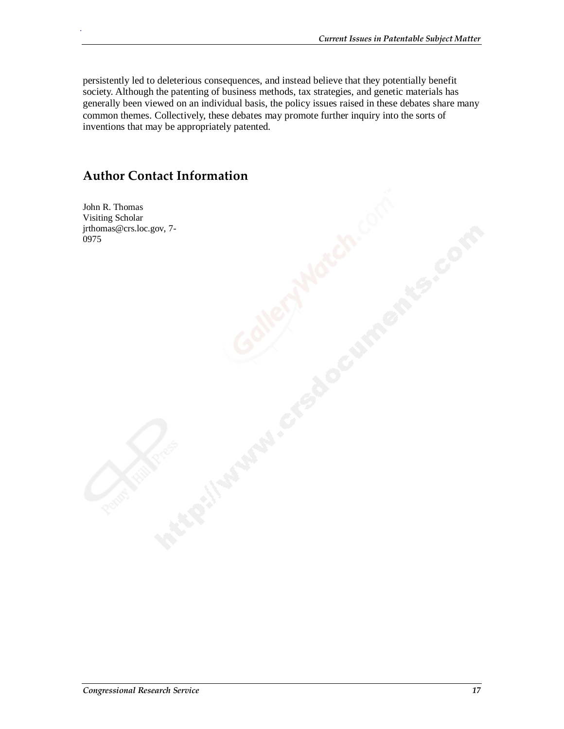persistently led to deleterious consequences, and instead believe that they potentially benefit society. Although the patenting of business methods, tax strategies, and genetic materials has generally been viewed on an individual basis, the policy issues raised in these debates share many common themes. Collectively, these debates may promote further inquiry into the sorts of inventions that may be appropriately patented.

## Author Contact Information

John R. Thomas
Visiting Scholar
jrthomas@crs.loc.gov, 7-0975